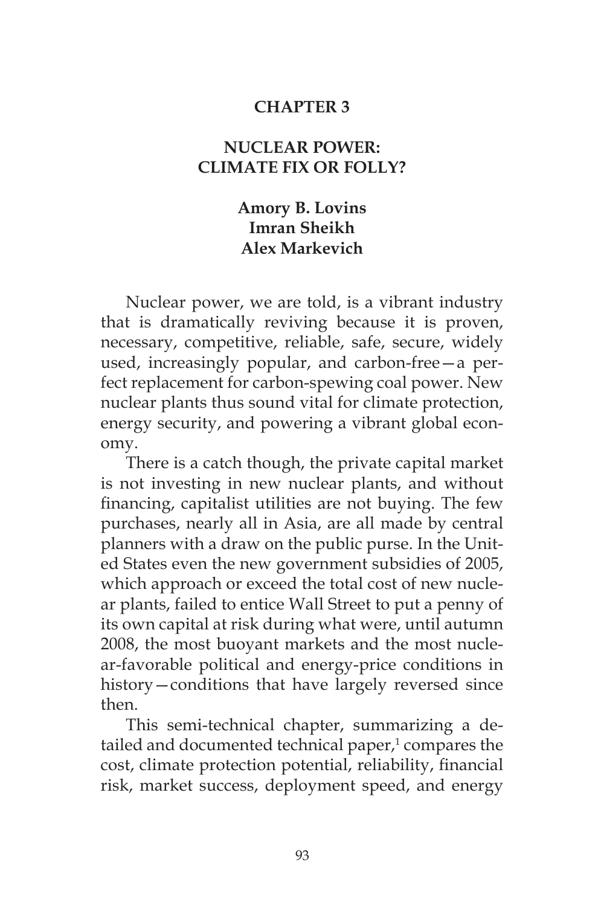# CHAPTER 3

## NUCLEAR POWER: CLIMATE FIX OR FOLLY?

**Amory B. Lovins**
**Imran Sheikh**
**Alex Markevich**

Nuclear power, we are told, is a vibrant industry that is dramatically reviving because it is proven, necessary, competitive, reliable, safe, secure, widely used, increasingly popular, and carbon-free—a perfect replacement for carbon-spewing coal power. New nuclear plants thus sound vital for climate protection, energy security, and powering a vibrant global economy.

There is a catch though, the private capital market is not investing in new nuclear plants, and without financing, capitalist utilities are not buying. The few purchases, nearly all in Asia, are all made by central planners with a draw on the public purse. In the United States even the new government subsidies of 2005, which approach or exceed the total cost of new nuclear plants, failed to entice Wall Street to put a penny of its own capital at risk during what were, until autumn 2008, the most buoyant markets and the most nuclear-favorable political and energy-price conditions in history—conditions that have largely reversed since then.

This semi-technical chapter, summarizing a detailed and documented technical paper,[1] compares the cost, climate protection potential, reliability, financial risk, market success, deployment speed, and energy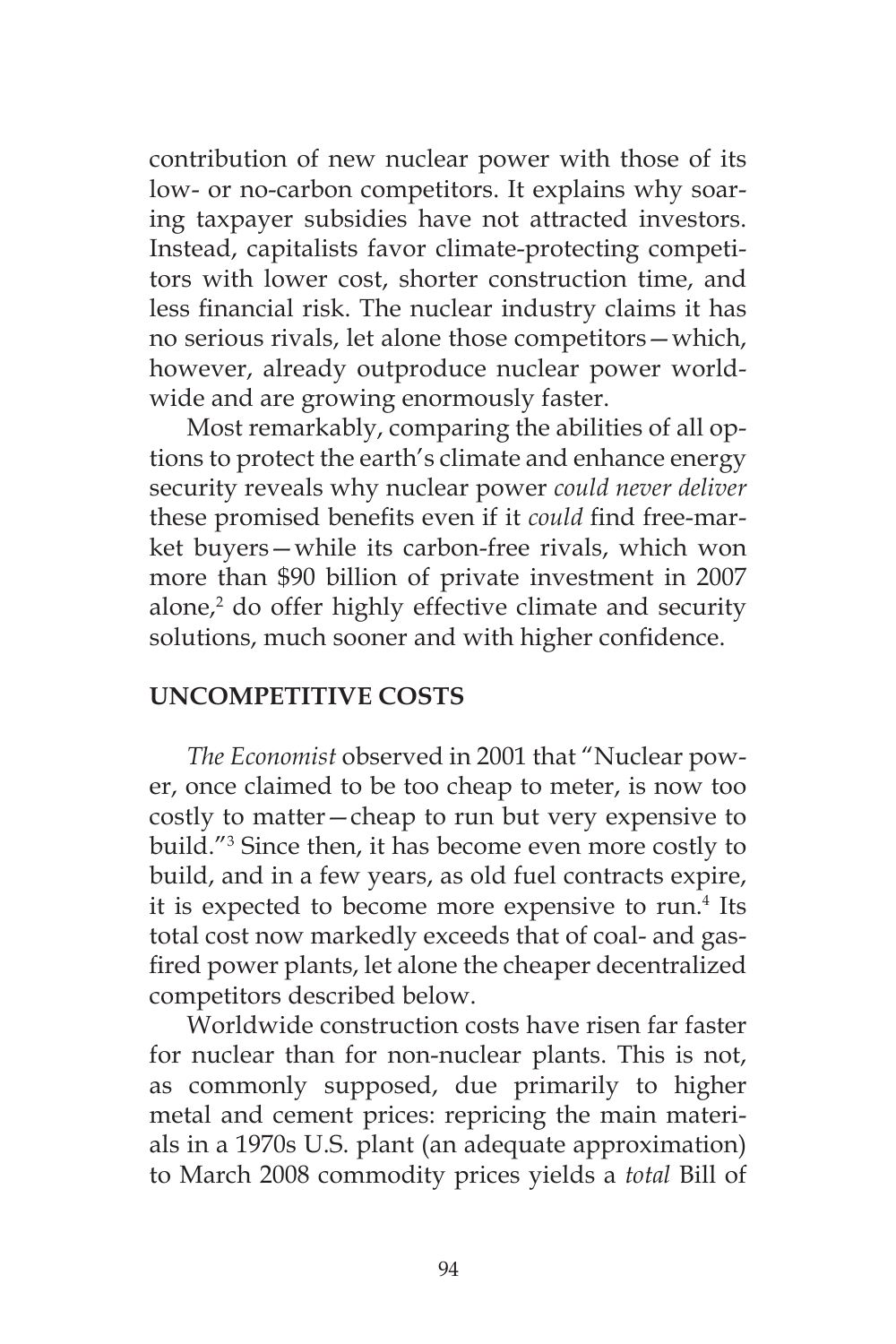contribution of new nuclear power with those of its low- or no-carbon competitors. It explains why soaring taxpayer subsidies have not attracted investors. Instead, capitalists favor climate-protecting competitors with lower cost, shorter construction time, and less financial risk. The nuclear industry claims it has no serious rivals, let alone those competitors—which, however, already outproduce nuclear power worldwide and are growing enormously faster.

Most remarkably, comparing the abilities of all options to protect the earth's climate and enhance energy security reveals why nuclear power *could never deliver* these promised benefits even if it *could* find free-market buyers—while its carbon-free rivals, which won more than $90 billion of private investment in 2007 alone,[2] do offer highly effective climate and security solutions, much sooner and with higher confidence.

## UNCOMPETITIVE COSTS

*The Economist* observed in 2001 that "Nuclear power, once claimed to be too cheap to meter, is now too costly to matter—cheap to run but very expensive to build."[3] Since then, it has become even more costly to build, and in a few years, as old fuel contracts expire, it is expected to become more expensive to run.[4] Its total cost now markedly exceeds that of coal- and gas-fired power plants, let alone the cheaper decentralized competitors described below.

Worldwide construction costs have risen far faster for nuclear than for non-nuclear plants. This is not, as commonly supposed, due primarily to higher metal and cement prices: repricing the main materials in a 1970s U.S. plant (an adequate approximation) to March 2008 commodity prices yields a *total* Bill of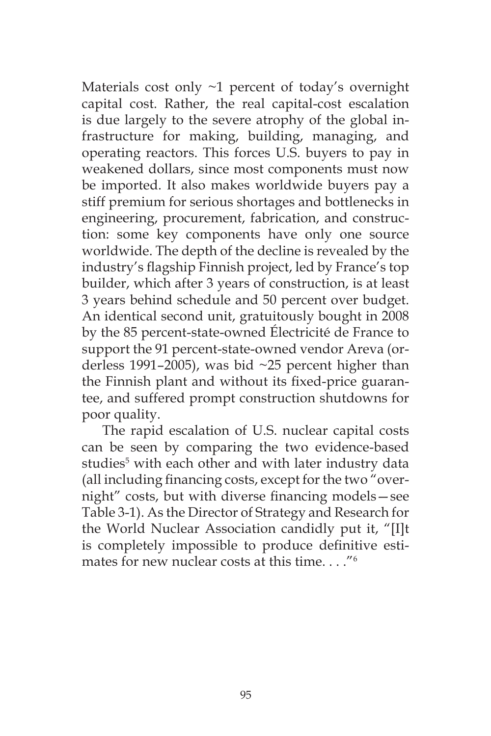Materials cost only ~1 percent of today's overnight capital cost. Rather, the real capital-cost escalation is due largely to the severe atrophy of the global infrastructure for making, building, managing, and operating reactors. This forces U.S. buyers to pay in weakened dollars, since most components must now be imported. It also makes worldwide buyers pay a stiff premium for serious shortages and bottlenecks in engineering, procurement, fabrication, and construction: some key components have only one source worldwide. The depth of the decline is revealed by the industry's flagship Finnish project, led by France's top builder, which after 3 years of construction, is at least 3 years behind schedule and 50 percent over budget. An identical second unit, gratuitously bought in 2008 by the 85 percent-state-owned Électricité de France to support the 91 percent-state-owned vendor Areva (orderless 1991–2005), was bid ~25 percent higher than the Finnish plant and without its fixed-price guarantee, and suffered prompt construction shutdowns for poor quality.

The rapid escalation of U.S. nuclear capital costs can be seen by comparing the two evidence-based studies[5] with each other and with later industry data (all including financing costs, except for the two "overnight" costs, but with diverse financing models—see Table 3-1). As the Director of Strategy and Research for the World Nuclear Association candidly put it, "[I]t is completely impossible to produce definitive estimates for new nuclear costs at this time. . . ."[6]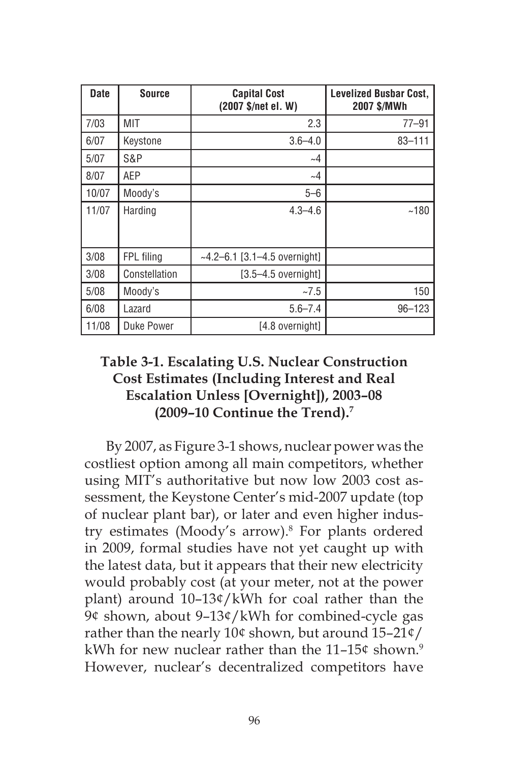| Date | Source | Capital Cost (2007 $/net el. W) | Levelized Busbar Cost, 2007 $/MWh |
|---|---|---|---|
| 7/03 | MIT | 2.3 | 77–91 |
| 6/07 | Keystone | 3.6–4.0 | 83–111 |
| 5/07 | S&P | ~4 | |
| 8/07 | AEP | ~4 | |
| 10/07 | Moody's | 5–6 | |
| 11/07 | Harding | 4.3–4.6 | ~180 |
| 3/08 | FPL filing | ~4.2–6.1 [3.1–4.5 overnight] | |
| 3/08 | Constellation | [3.5–4.5 overnight] | |
| 5/08 | Moody's | ~7.5 | 150 |
| 6/08 | Lazard | 5.6–7.4 | 96–123 |
| 11/08 | Duke Power | [4.8 overnight] | |

**Table 3-1. Escalating U.S. Nuclear Construction Cost Estimates (Including Interest and Real Escalation Unless [Overnight]), 2003–08 (2009–10 Continue the Trend).**[7]

By 2007, as Figure 3-1 shows, nuclear power was the costliest option among all main competitors, whether using MIT's authoritative but now low 2003 cost assessment, the Keystone Center's mid-2007 update (top of nuclear plant bar), or later and even higher industry estimates (Moody's arrow).[8] For plants ordered in 2009, formal studies have not yet caught up with the latest data, but it appears that their new electricity would probably cost (at your meter, not at the power plant) around 10–13¢/kWh for coal rather than the 9¢ shown, about 9–13¢/kWh for combined-cycle gas rather than the nearly 10¢ shown, but around 15–21¢/kWh for new nuclear rather than the 11–15¢ shown.[9] However, nuclear's decentralized competitors have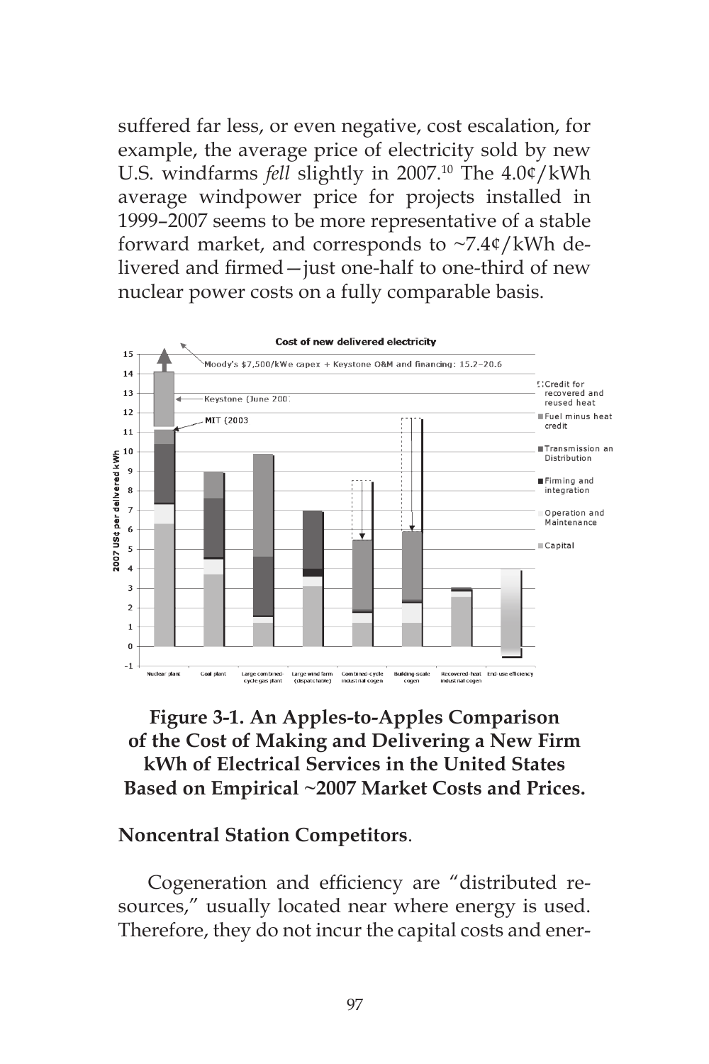suffered far less, or even negative, cost escalation, for example, the average price of electricity sold by new U.S. windfarms *fell* slightly in 2007.[10] The 4.0¢/kWh average windpower price for projects installed in 1999–2007 seems to be more representative of a stable forward market, and corresponds to ~7.4¢/kWh delivered and firmed—just one-half to one-third of new nuclear power costs on a fully comparable basis.

**Figure 3-1. An Apples-to-Apples Comparison of the Cost of Making and Delivering a New Firm kWh of Electrical Services in the United States Based on Empirical ~2007 Market Costs and Prices.**

**Noncentral Station Competitors**.

Cogeneration and efficiency are "distributed resources," usually located near where energy is used. Therefore, they do not incur the capital costs and ener-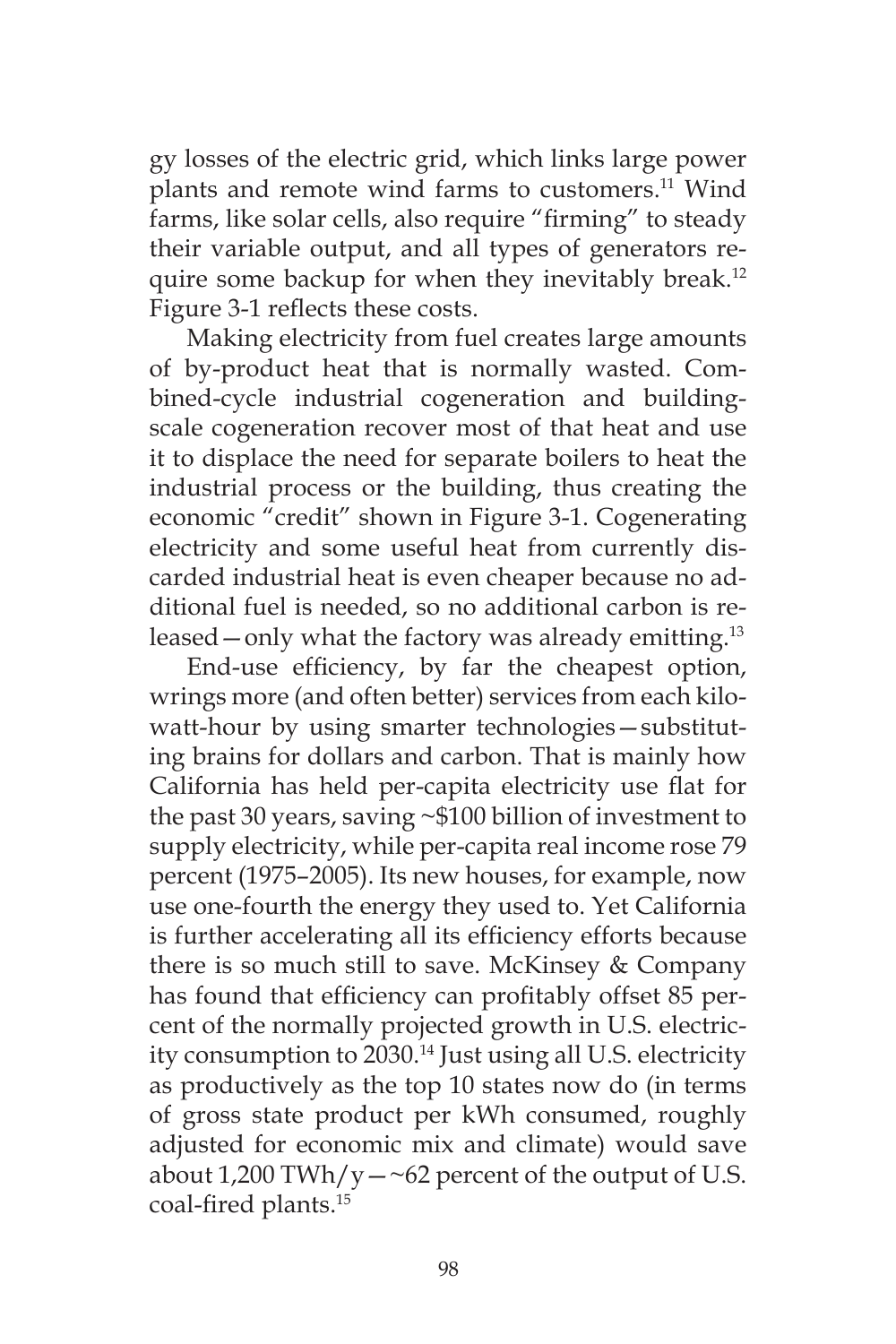gy losses of the electric grid, which links large power plants and remote wind farms to customers.[11] Wind farms, like solar cells, also require "firming" to steady their variable output, and all types of generators require some backup for when they inevitably break.[12] Figure 3-1 reflects these costs.

Making electricity from fuel creates large amounts of by-product heat that is normally wasted. Combined-cycle industrial cogeneration and building-scale cogeneration recover most of that heat and use it to displace the need for separate boilers to heat the industrial process or the building, thus creating the economic "credit" shown in Figure 3-1. Cogenerating electricity and some useful heat from currently discarded industrial heat is even cheaper because no additional fuel is needed, so no additional carbon is released—only what the factory was already emitting.[13]

End-use efficiency, by far the cheapest option, wrings more (and often better) services from each kilowatt-hour by using smarter technologies—substituting brains for dollars and carbon. That is mainly how California has held per-capita electricity use flat for the past 30 years, saving ~$100 billion of investment to supply electricity, while per-capita real income rose 79 percent (1975–2005). Its new houses, for example, now use one-fourth the energy they used to. Yet California is further accelerating all its efficiency efforts because there is so much still to save. McKinsey & Company has found that efficiency can profitably offset 85 percent of the normally projected growth in U.S. electricity consumption to 2030.[14] Just using all U.S. electricity as productively as the top 10 states now do (in terms of gross state product per kWh consumed, roughly adjusted for economic mix and climate) would save about 1,200 TWh/y—~62 percent of the output of U.S. coal-fired plants.[15]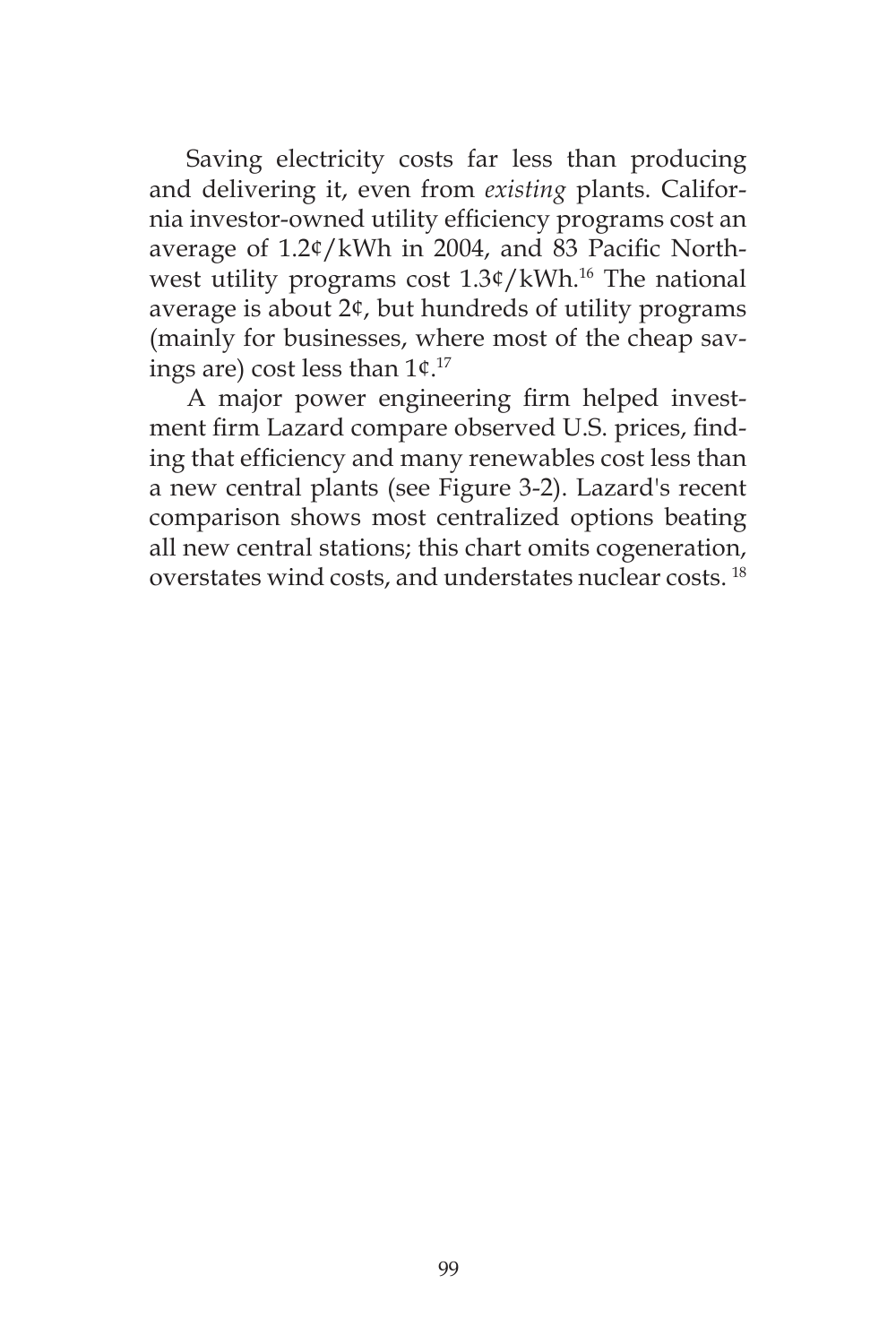Saving electricity costs far less than producing and delivering it, even from *existing* plants. California investor-owned utility efficiency programs cost an average of 1.2¢/kWh in 2004, and 83 Pacific Northwest utility programs cost 1.3¢/kWh.[16] The national average is about 2¢, but hundreds of utility programs (mainly for businesses, where most of the cheap savings are) cost less than 1¢.[17]

A major power engineering firm helped investment firm Lazard compare observed U.S. prices, finding that efficiency and many renewables cost less than a new central plants (see Figure 3-2). Lazard's recent comparison shows most centralized options beating all new central stations; this chart omits cogeneration, overstates wind costs, and understates nuclear costs.[18]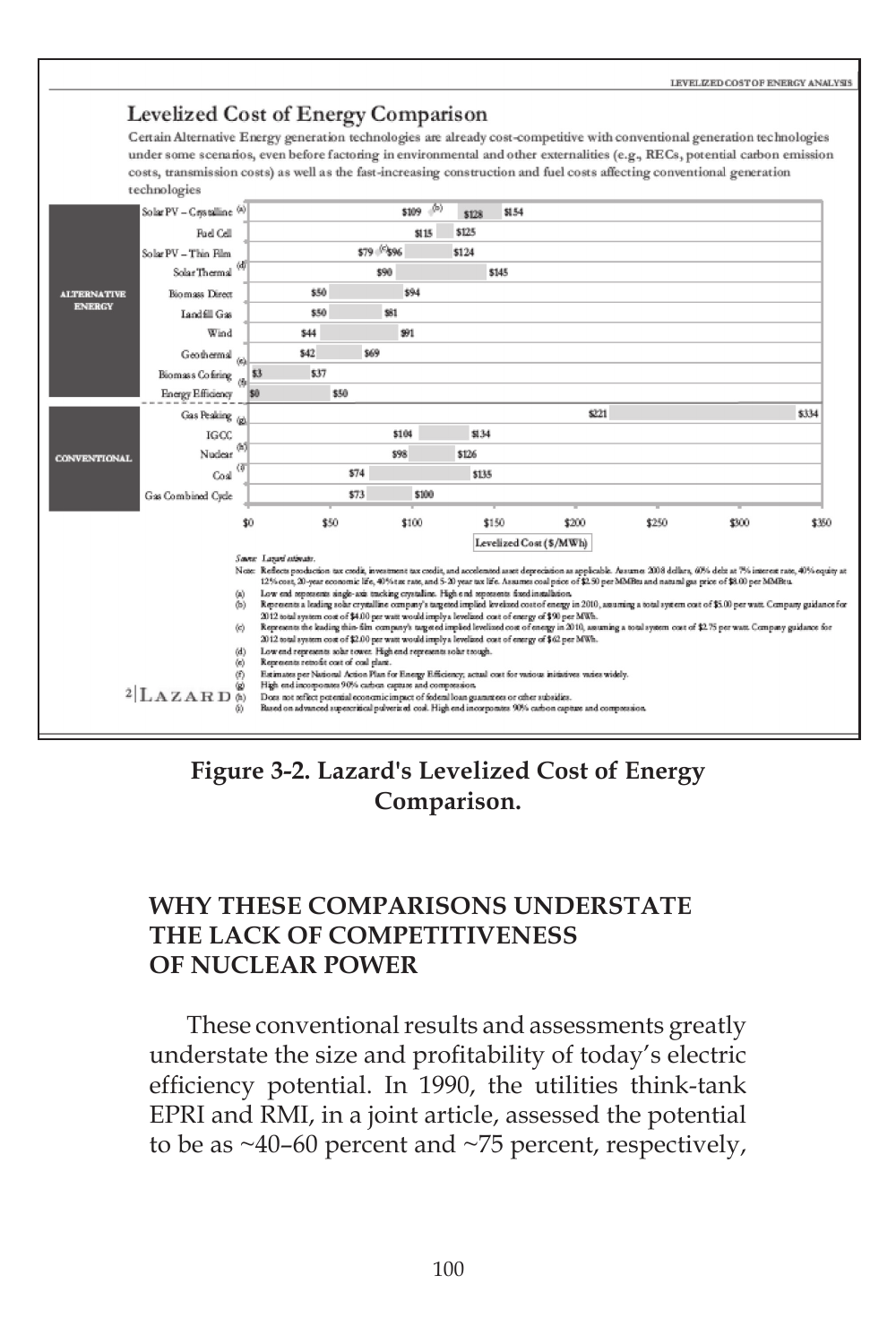LEVELIZED COST OF ENERGY ANALYSIS

## Levelized Cost of Energy Comparison

Certain Alternative Energy generation technologies are already cost-competitive with conventional generation technologies under some scenarios, even before factoring in environmental and other externalities (e.g., RECs, potential carbon emission costs, transmission costs) as well as the fast-increasing construction and fuel costs affecting conventional generation technologies

| | Technology | Levelized Cost ($/MWh) |
|---|---|---|
| ALTERNATIVE ENERGY | Solar PV – Crystalline (a) | $109 (b) $128 – $154 |
| | Fuel Cell | $115 – $125 |
| | Solar PV – Thin Film | $79 (c) $96 – $124 |
| | Solar Thermal (d) | $90 – $145 |
| | Biomass Direct | $50 – $94 |
| | Landfill Gas | $50 – $81 |
| | Wind | $44 – $91 |
| | Geothermal (e) | $42 – $69 |
| | Biomass Cofiring (f) | $3 – $37 |
| | Energy Efficiency | $0 – $50 |
| CONVENTIONAL | Gas Peaking (g) | $221 – $334 |
| | IGCC | $104 – $134 |
| | Nuclear (h) | $98 – $126 |
| | Coal (i) | $74 – $135 |
| | Gas Combined Cycle | $73 – $100 |

$0 $50 $100 $150 $200 $250 $300 $350

Levelized Cost ($/MWh)

*Source:* Lazard estimates.

Note: Reflects production tax credit, investment tax credit, and accelerated asset depreciation as applicable. Assumes 2008 dollars, 60% debt at 7% interest rate, 40% equity at 12% cost, 20-year economic life, 40% tax rate, and 5-20 year tax life. Assumes coal price of $2.50 per MMBtu and natural gas price of $8.00 per MMBtu.

(a) Low end represents single-axis tracking crystalline. High end represents fixed installation.

(b) Represents a leading solar crystalline company's targeted implied levelized cost of energy in 2010, assuming a total system cost of $5.00 per watt. Company guidance for 2012 total system cost of $4.00 per watt would imply a levelized cost of energy of $90 per MWh.

(c) Represents the leading thin-film company's targeted implied levelized cost of energy in 2010, assuming a total system cost of $2.75 per watt. Company guidance for 2012 total system cost of $2.00 per watt would imply a levelized cost of energy of $62 per MWh.

(d) Low end represents solar tower. High end represents solar trough.

(e) Represents retrofit cost of coal plant.

(f) Estimates per National Action Plan for Energy Efficiency; actual cost for various initiatives varies widely.

(g) High end incorporates 90% carbon capture and compression.

(h) Does not reflect potential economic impact of federal loan guarantees or other subsidies.

(i) Based on advanced supercritical pulverized coal. High end incorporates 90% carbon capture and compression.

2 | LAZARD

**Figure 3-2. Lazard's Levelized Cost of Energy Comparison.**

## WHY THESE COMPARISONS UNDERSTATE THE LACK OF COMPETITIVENESS OF NUCLEAR POWER

These conventional results and assessments greatly understate the size and profitability of today's electric efficiency potential. In 1990, the utilities think-tank EPRI and RMI, in a joint article, assessed the potential to be as ~40–60 percent and ~75 percent, respectively,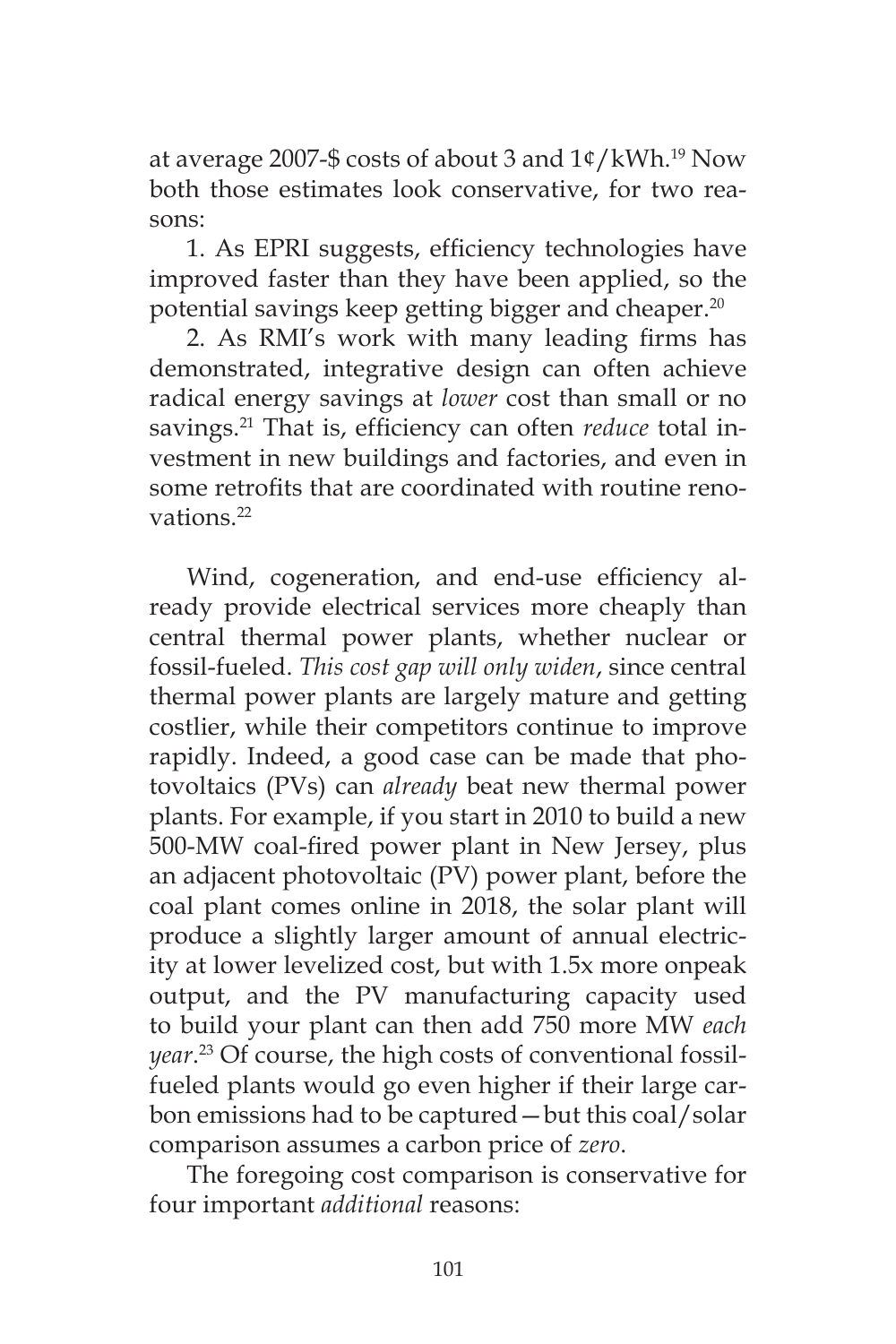at average 2007-$ costs of about 3 and 1¢/kWh.[19] Now both those estimates look conservative, for two reasons:

1. As EPRI suggests, efficiency technologies have improved faster than they have been applied, so the potential savings keep getting bigger and cheaper.[20]

2. As RMI's work with many leading firms has demonstrated, integrative design can often achieve radical energy savings at *lower* cost than small or no savings.[21] That is, efficiency can often *reduce* total investment in new buildings and factories, and even in some retrofits that are coordinated with routine renovations.[22]

Wind, cogeneration, and end-use efficiency already provide electrical services more cheaply than central thermal power plants, whether nuclear or fossil-fueled. *This cost gap will only widen*, since central thermal power plants are largely mature and getting costlier, while their competitors continue to improve rapidly. Indeed, a good case can be made that photovoltaics (PVs) can *already* beat new thermal power plants. For example, if you start in 2010 to build a new 500-MW coal-fired power plant in New Jersey, plus an adjacent photovoltaic (PV) power plant, before the coal plant comes online in 2018, the solar plant will produce a slightly larger amount of annual electricity at lower levelized cost, but with 1.5x more onpeak output, and the PV manufacturing capacity used to build your plant can then add 750 more MW *each year*.[23] Of course, the high costs of conventional fossil-fueled plants would go even higher if their large carbon emissions had to be captured—but this coal/solar comparison assumes a carbon price of *zero*.

The foregoing cost comparison is conservative for four important *additional* reasons: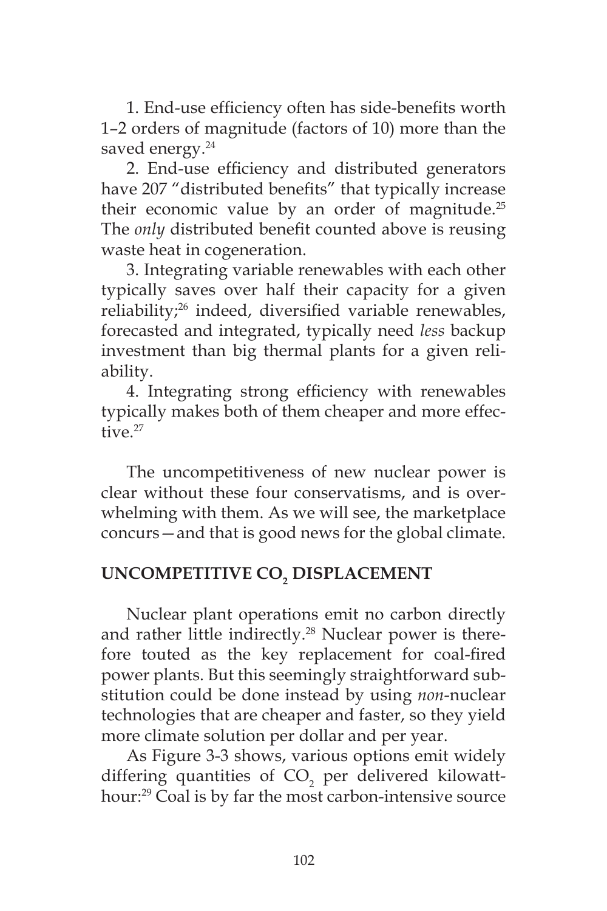1. End-use efficiency often has side-benefits worth 1–2 orders of magnitude (factors of 10) more than the saved energy.[24]

2. End-use efficiency and distributed generators have 207 "distributed benefits" that typically increase their economic value by an order of magnitude.[25] The *only* distributed benefit counted above is reusing waste heat in cogeneration.

3. Integrating variable renewables with each other typically saves over half their capacity for a given reliability;[26] indeed, diversified variable renewables, forecasted and integrated, typically need *less* backup investment than big thermal plants for a given reliability.

4. Integrating strong efficiency with renewables typically makes both of them cheaper and more effective.[27]

The uncompetitiveness of new nuclear power is clear without these four conservatisms, and is overwhelming with them. As we will see, the marketplace concurs—and that is good news for the global climate.

## UNCOMPETITIVE $CO_2$ DISPLACEMENT

Nuclear plant operations emit no carbon directly and rather little indirectly.[28] Nuclear power is therefore touted as the key replacement for coal-fired power plants. But this seemingly straightforward substitution could be done instead by using *non*-nuclear technologies that are cheaper and faster, so they yield more climate solution per dollar and per year.

As Figure 3-3 shows, various options emit widely differing quantities of $CO_2$ per delivered kilowatt-hour:[29] Coal is by far the most carbon-intensive source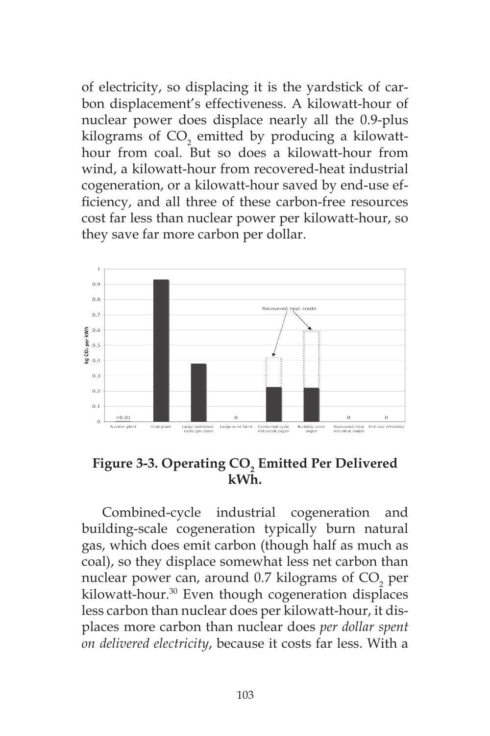of electricity, so displacing it is the yardstick of carbon displacement's effectiveness. A kilowatt-hour of nuclear power does displace nearly all the 0.9-plus kilograms of $CO_2$ emitted by producing a kilowatt-hour from coal. But so does a kilowatt-hour from wind, a kilowatt-hour from recovered-heat industrial cogeneration, or a kilowatt-hour saved by end-use efficiency, and all three of these carbon-free resources cost far less than nuclear power per kilowatt-hour, so they save far more carbon per dollar.

**Figure 3-3. Operating $CO_2$ Emitted Per Delivered kWh.**

Combined-cycle industrial cogeneration and building-scale cogeneration typically burn natural gas, which does emit carbon (though half as much as coal), so they displace somewhat less net carbon than nuclear power can, around 0.7 kilograms of $CO_2$ per kilowatt-hour.[30] Even though cogeneration displaces less carbon than nuclear does per kilowatt-hour, it displaces more carbon than nuclear does *per dollar spent on delivered electricity*, because it costs far less. With a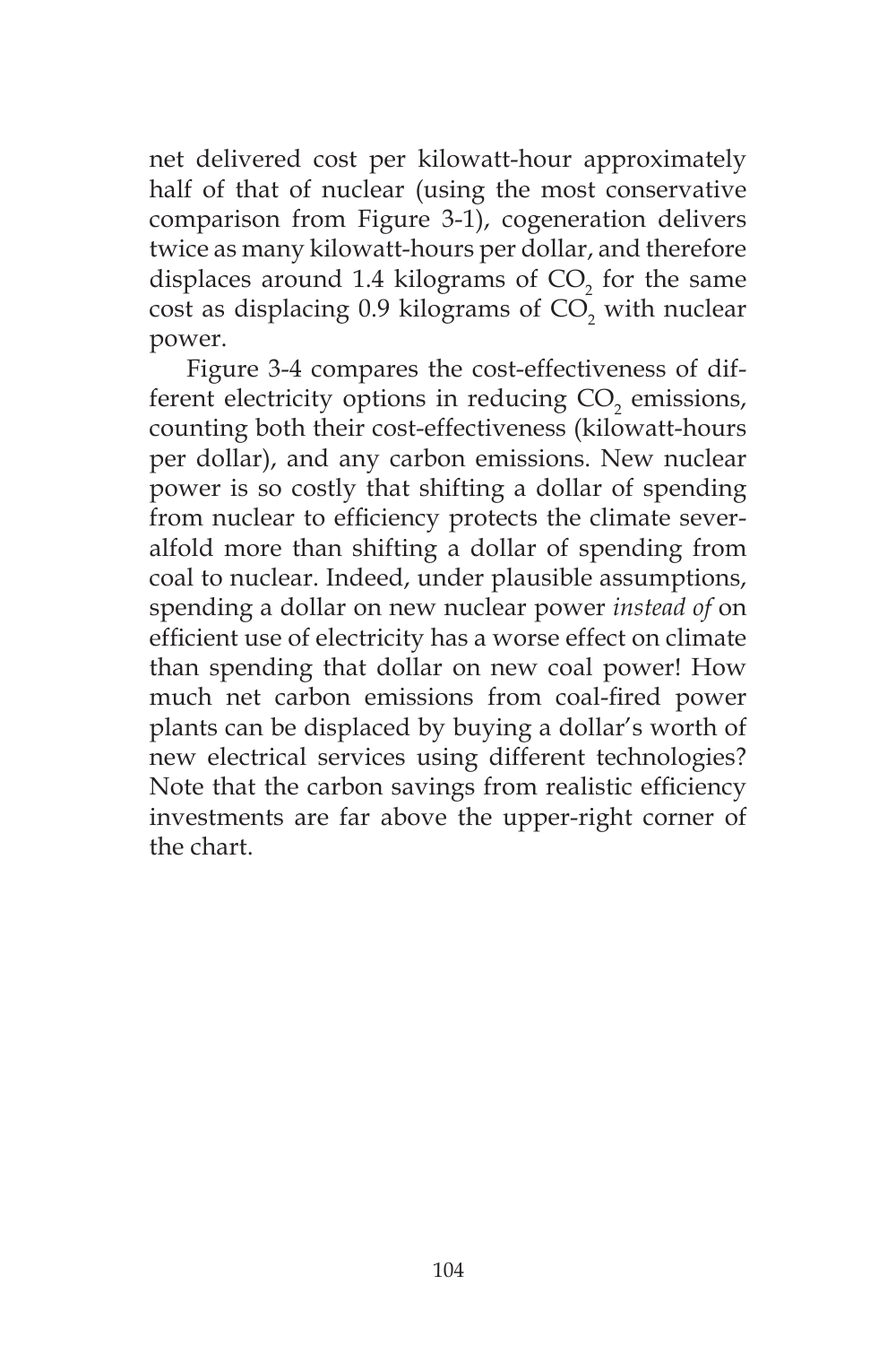net delivered cost per kilowatt-hour approximately half of that of nuclear (using the most conservative comparison from Figure 3-1), cogeneration delivers twice as many kilowatt-hours per dollar, and therefore displaces around 1.4 kilograms of $CO_2$ for the same cost as displacing 0.9 kilograms of $CO_2$ with nuclear power.

Figure 3-4 compares the cost-effectiveness of different electricity options in reducing $CO_2$ emissions, counting both their cost-effectiveness (kilowatt-hours per dollar), and any carbon emissions. New nuclear power is so costly that shifting a dollar of spending from nuclear to efficiency protects the climate severalfold more than shifting a dollar of spending from coal to nuclear. Indeed, under plausible assumptions, spending a dollar on new nuclear power *instead of* on efficient use of electricity has a worse effect on climate than spending that dollar on new coal power! How much net carbon emissions from coal-fired power plants can be displaced by buying a dollar's worth of new electrical services using different technologies? Note that the carbon savings from realistic efficiency investments are far above the upper-right corner of the chart.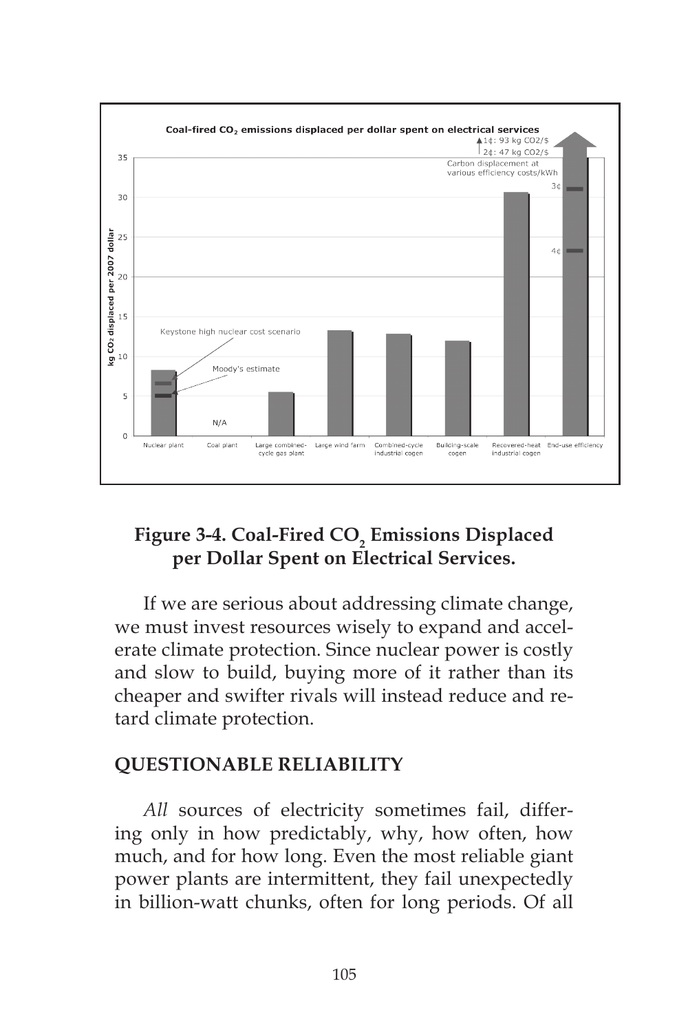**Figure 3-4. Coal-Fired $CO_2$ Emissions Displaced per Dollar Spent on Electrical Services.**

If we are serious about addressing climate change, we must invest resources wisely to expand and accelerate climate protection. Since nuclear power is costly and slow to build, buying more of it rather than its cheaper and swifter rivals will instead reduce and retard climate protection.

## QUESTIONABLE RELIABILITY

*All* sources of electricity sometimes fail, differing only in how predictably, why, how often, how much, and for how long. Even the most reliable giant power plants are intermittent, they fail unexpectedly in billion-watt chunks, often for long periods. Of all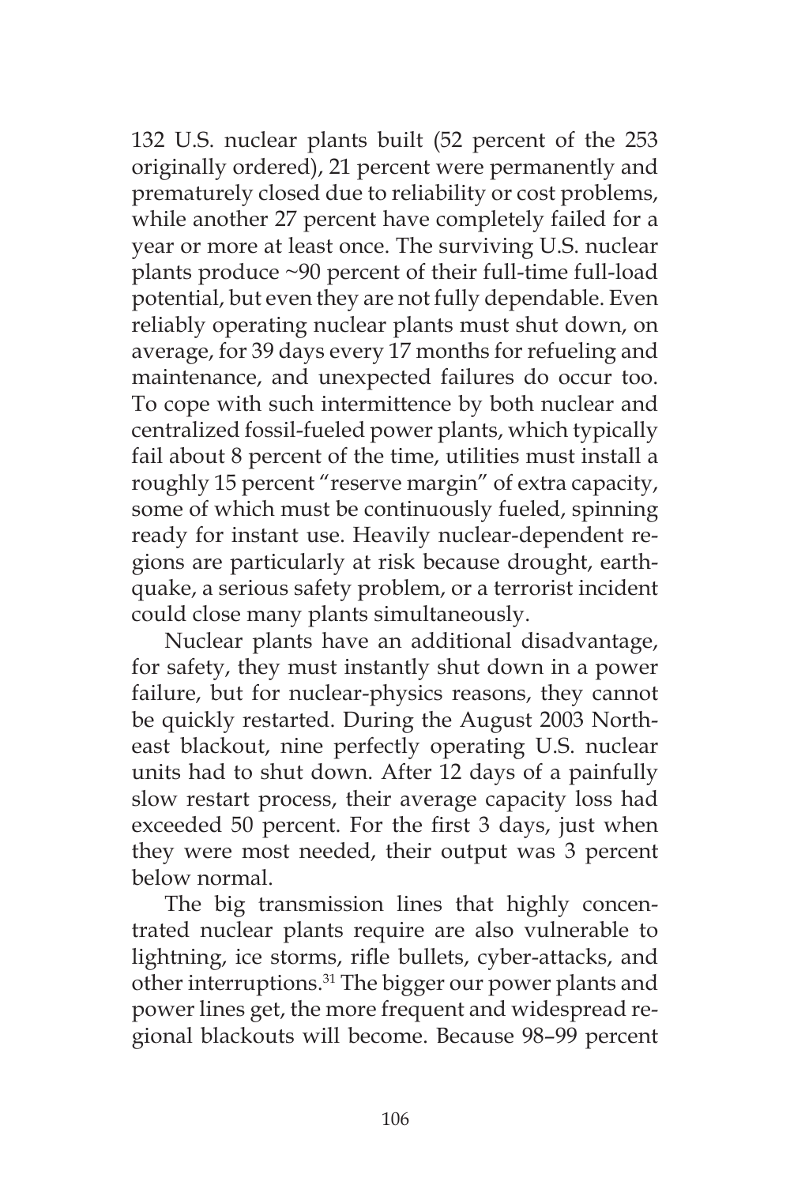132 U.S. nuclear plants built (52 percent of the 253 originally ordered), 21 percent were permanently and prematurely closed due to reliability or cost problems, while another 27 percent have completely failed for a year or more at least once. The surviving U.S. nuclear plants produce ~90 percent of their full-time full-load potential, but even they are not fully dependable. Even reliably operating nuclear plants must shut down, on average, for 39 days every 17 months for refueling and maintenance, and unexpected failures do occur too. To cope with such intermittence by both nuclear and centralized fossil-fueled power plants, which typically fail about 8 percent of the time, utilities must install a roughly 15 percent "reserve margin" of extra capacity, some of which must be continuously fueled, spinning ready for instant use. Heavily nuclear-dependent regions are particularly at risk because drought, earthquake, a serious safety problem, or a terrorist incident could close many plants simultaneously.

Nuclear plants have an additional disadvantage, for safety, they must instantly shut down in a power failure, but for nuclear-physics reasons, they cannot be quickly restarted. During the August 2003 Northeast blackout, nine perfectly operating U.S. nuclear units had to shut down. After 12 days of a painfully slow restart process, their average capacity loss had exceeded 50 percent. For the first 3 days, just when they were most needed, their output was 3 percent below normal.

The big transmission lines that highly concentrated nuclear plants require are also vulnerable to lightning, ice storms, rifle bullets, cyber-attacks, and other interruptions.[31] The bigger our power plants and power lines get, the more frequent and widespread regional blackouts will become. Because 98–99 percent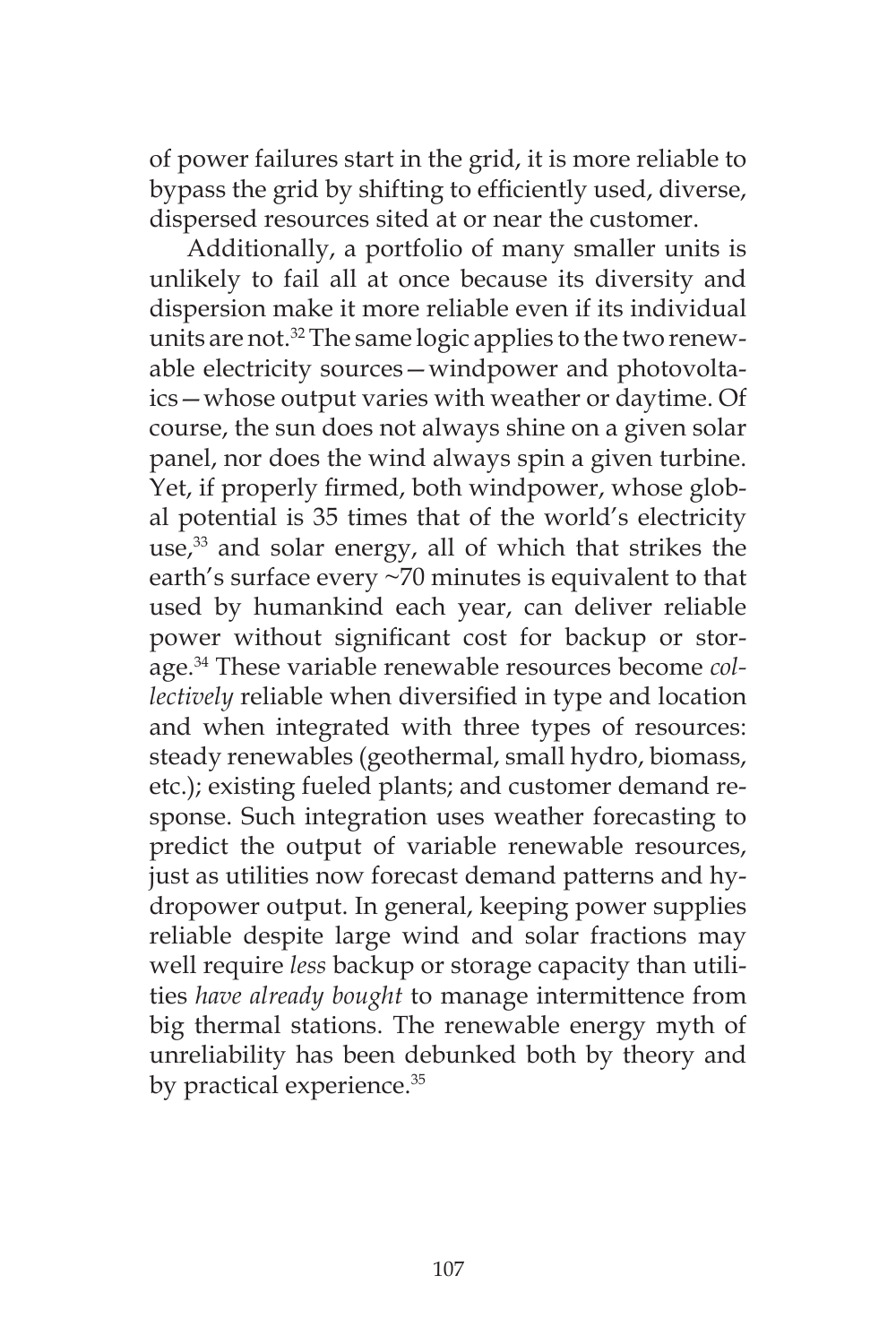of power failures start in the grid, it is more reliable to bypass the grid by shifting to efficiently used, diverse, dispersed resources sited at or near the customer.

Additionally, a portfolio of many smaller units is unlikely to fail all at once because its diversity and dispersion make it more reliable even if its individual units are not.[32] The same logic applies to the two renewable electricity sources—windpower and photovoltaics—whose output varies with weather or daytime. Of course, the sun does not always shine on a given solar panel, nor does the wind always spin a given turbine. Yet, if properly firmed, both windpower, whose global potential is 35 times that of the world's electricity use,[33] and solar energy, all of which that strikes the earth's surface every ~70 minutes is equivalent to that used by humankind each year, can deliver reliable power without significant cost for backup or storage.[34] These variable renewable resources become *collectively* reliable when diversified in type and location and when integrated with three types of resources: steady renewables (geothermal, small hydro, biomass, etc.); existing fueled plants; and customer demand response. Such integration uses weather forecasting to predict the output of variable renewable resources, just as utilities now forecast demand patterns and hydropower output. In general, keeping power supplies reliable despite large wind and solar fractions may well require *less* backup or storage capacity than utilities *have already bought* to manage intermittence from big thermal stations. The renewable energy myth of unreliability has been debunked both by theory and by practical experience.[35]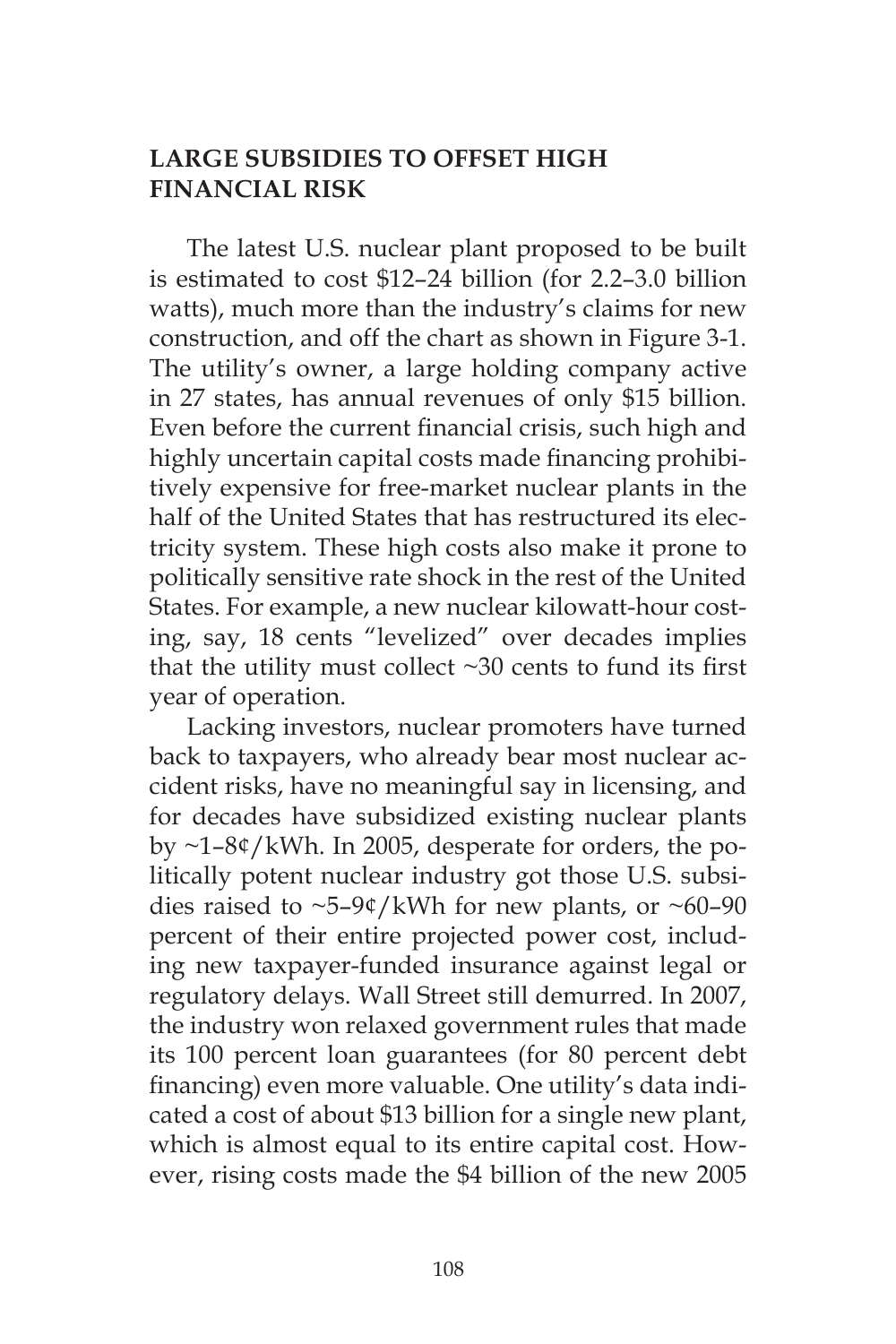## LARGE SUBSIDIES TO OFFSET HIGH FINANCIAL RISK

The latest U.S. nuclear plant proposed to be built is estimated to cost $12–24 billion (for 2.2–3.0 billion watts), much more than the industry's claims for new construction, and off the chart as shown in Figure 3-1. The utility's owner, a large holding company active in 27 states, has annual revenues of only $15 billion. Even before the current financial crisis, such high and highly uncertain capital costs made financing prohibitively expensive for free-market nuclear plants in the half of the United States that has restructured its electricity system. These high costs also make it prone to politically sensitive rate shock in the rest of the United States. For example, a new nuclear kilowatt-hour costing, say, 18 cents "levelized" over decades implies that the utility must collect ~30 cents to fund its first year of operation.

Lacking investors, nuclear promoters have turned back to taxpayers, who already bear most nuclear accident risks, have no meaningful say in licensing, and for decades have subsidized existing nuclear plants by ~1–8¢/kWh. In 2005, desperate for orders, the politically potent nuclear industry got those U.S. subsidies raised to ~5–9¢/kWh for new plants, or ~60–90 percent of their entire projected power cost, including new taxpayer-funded insurance against legal or regulatory delays. Wall Street still demurred. In 2007, the industry won relaxed government rules that made its 100 percent loan guarantees (for 80 percent debt financing) even more valuable. One utility's data indicated a cost of about $13 billion for a single new plant, which is almost equal to its entire capital cost. However, rising costs made the $4 billion of the new 2005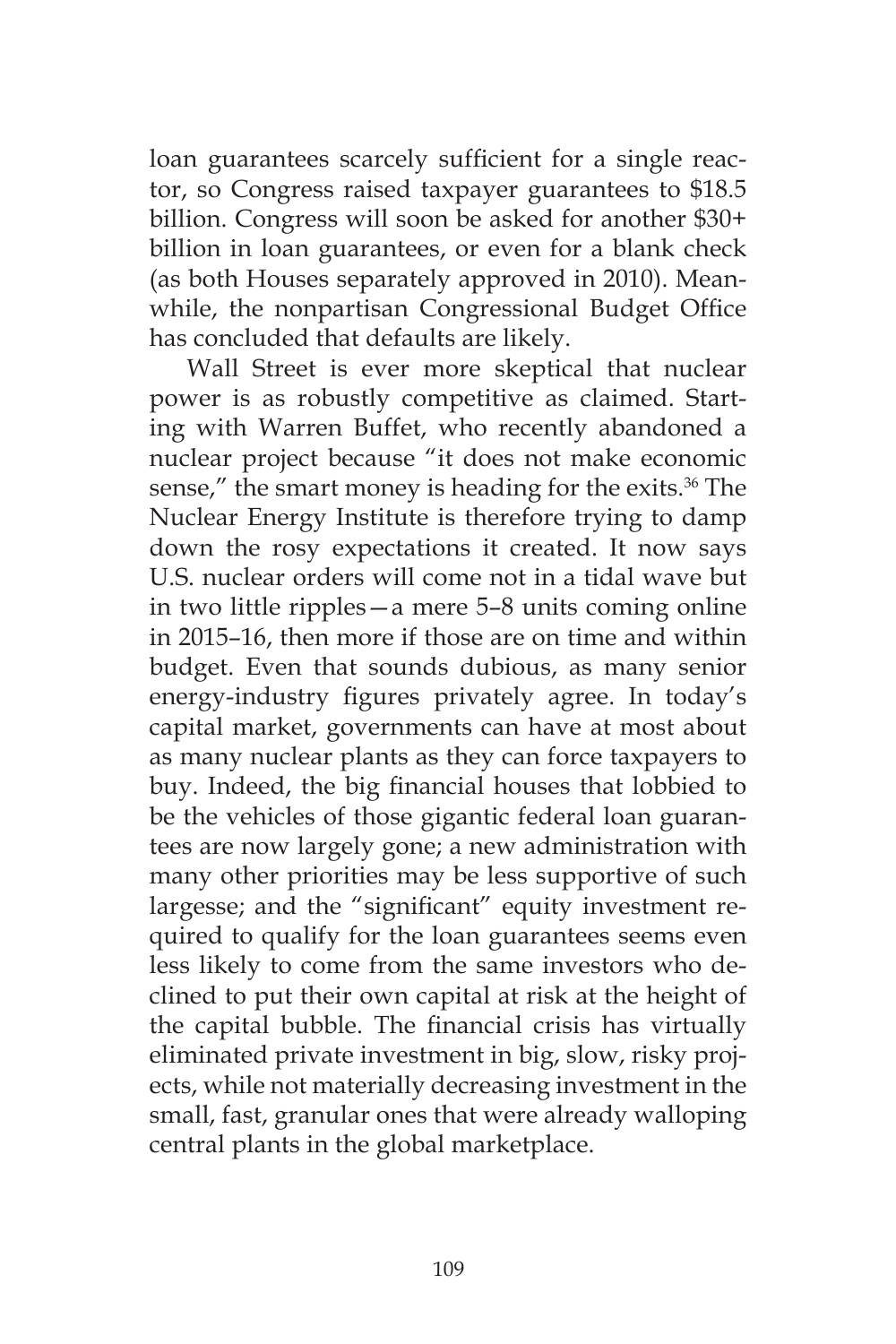loan guarantees scarcely sufficient for a single reactor, so Congress raised taxpayer guarantees to $18.5 billion. Congress will soon be asked for another $30+ billion in loan guarantees, or even for a blank check (as both Houses separately approved in 2010). Meanwhile, the nonpartisan Congressional Budget Office has concluded that defaults are likely.

Wall Street is ever more skeptical that nuclear power is as robustly competitive as claimed. Starting with Warren Buffet, who recently abandoned a nuclear project because "it does not make economic sense," the smart money is heading for the exits.[36] The Nuclear Energy Institute is therefore trying to damp down the rosy expectations it created. It now says U.S. nuclear orders will come not in a tidal wave but in two little ripples—a mere 5–8 units coming online in 2015–16, then more if those are on time and within budget. Even that sounds dubious, as many senior energy-industry figures privately agree. In today's capital market, governments can have at most about as many nuclear plants as they can force taxpayers to buy. Indeed, the big financial houses that lobbied to be the vehicles of those gigantic federal loan guarantees are now largely gone; a new administration with many other priorities may be less supportive of such largesse; and the "significant" equity investment required to qualify for the loan guarantees seems even less likely to come from the same investors who declined to put their own capital at risk at the height of the capital bubble. The financial crisis has virtually eliminated private investment in big, slow, risky projects, while not materially decreasing investment in the small, fast, granular ones that were already walloping central plants in the global marketplace.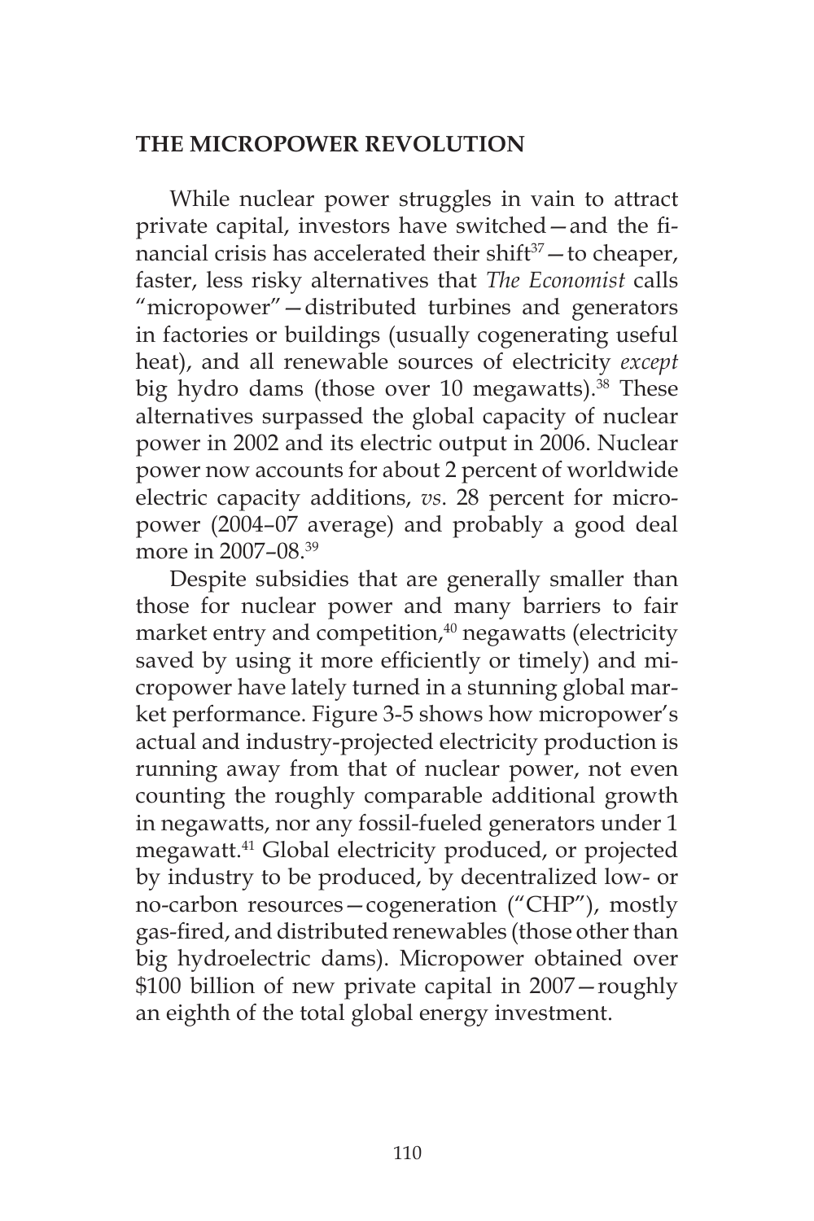## THE MICROPOWER REVOLUTION

While nuclear power struggles in vain to attract private capital, investors have switched—and the financial crisis has accelerated their shift[37]—to cheaper, faster, less risky alternatives that *The Economist* calls "micropower"—distributed turbines and generators in factories or buildings (usually cogenerating useful heat), and all renewable sources of electricity *except* big hydro dams (those over 10 megawatts).[38] These alternatives surpassed the global capacity of nuclear power in 2002 and its electric output in 2006. Nuclear power now accounts for about 2 percent of worldwide electric capacity additions, *vs*. 28 percent for micropower (2004–07 average) and probably a good deal more in 2007–08.[39]

Despite subsidies that are generally smaller than those for nuclear power and many barriers to fair market entry and competition,[40] negawatts (electricity saved by using it more efficiently or timely) and micropower have lately turned in a stunning global market performance. Figure 3-5 shows how micropower's actual and industry-projected electricity production is running away from that of nuclear power, not even counting the roughly comparable additional growth in negawatts, nor any fossil-fueled generators under 1 megawatt.[41] Global electricity produced, or projected by industry to be produced, by decentralized low- or no-carbon resources—cogeneration ("CHP"), mostly gas-fired, and distributed renewables (those other than big hydroelectric dams). Micropower obtained over $100 billion of new private capital in 2007—roughly an eighth of the total global energy investment.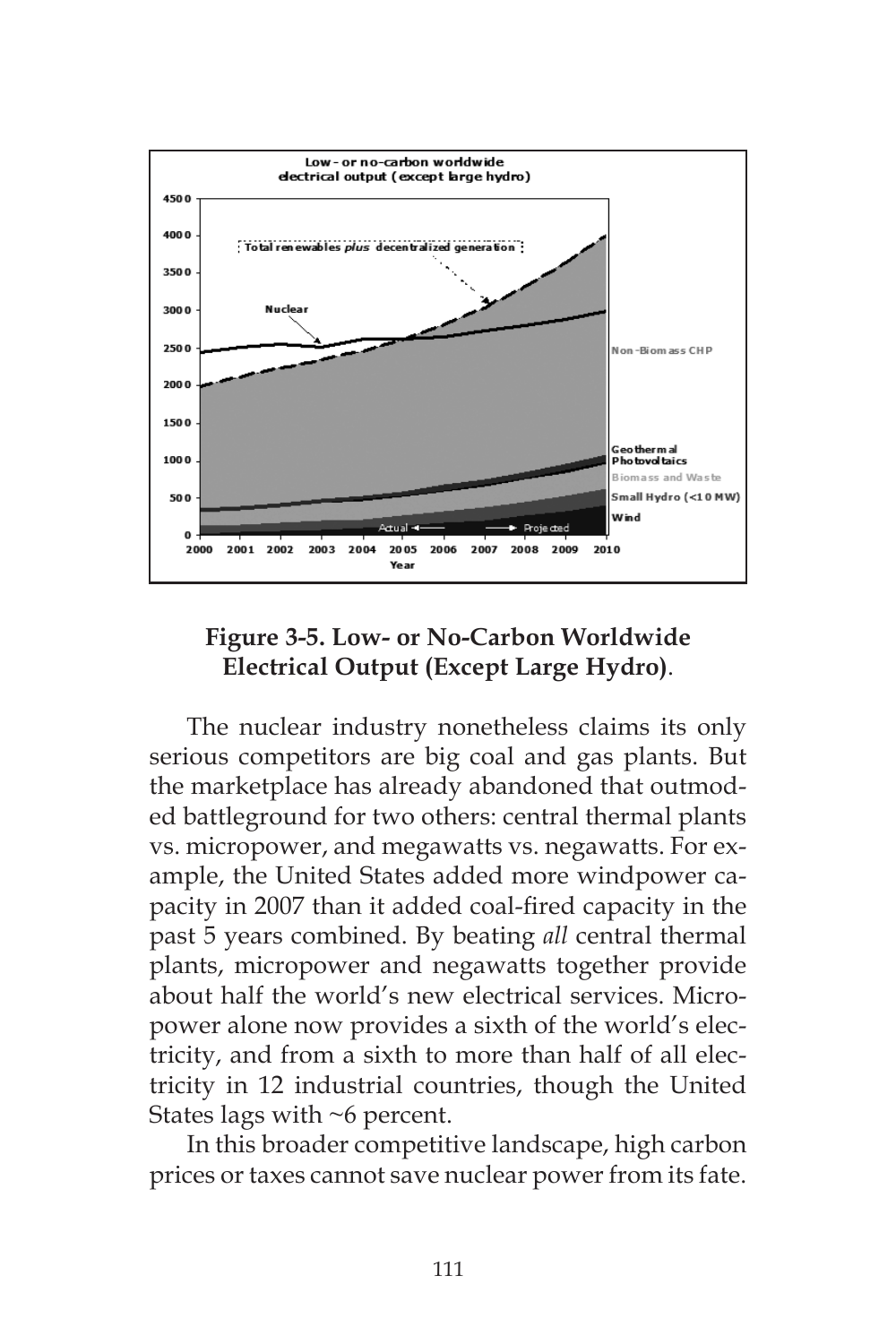**Figure 3-5. Low- or No-Carbon Worldwide Electrical Output (Except Large Hydro)**.

The nuclear industry nonetheless claims its only serious competitors are big coal and gas plants. But the marketplace has already abandoned that outmoded battleground for two others: central thermal plants vs. micropower, and megawatts vs. negawatts. For example, the United States added more windpower capacity in 2007 than it added coal-fired capacity in the past 5 years combined. By beating *all* central thermal plants, micropower and negawatts together provide about half the world's new electrical services. Micropower alone now provides a sixth of the world's electricity, and from a sixth to more than half of all electricity in 12 industrial countries, though the United States lags with ~6 percent.

In this broader competitive landscape, high carbon prices or taxes cannot save nuclear power from its fate.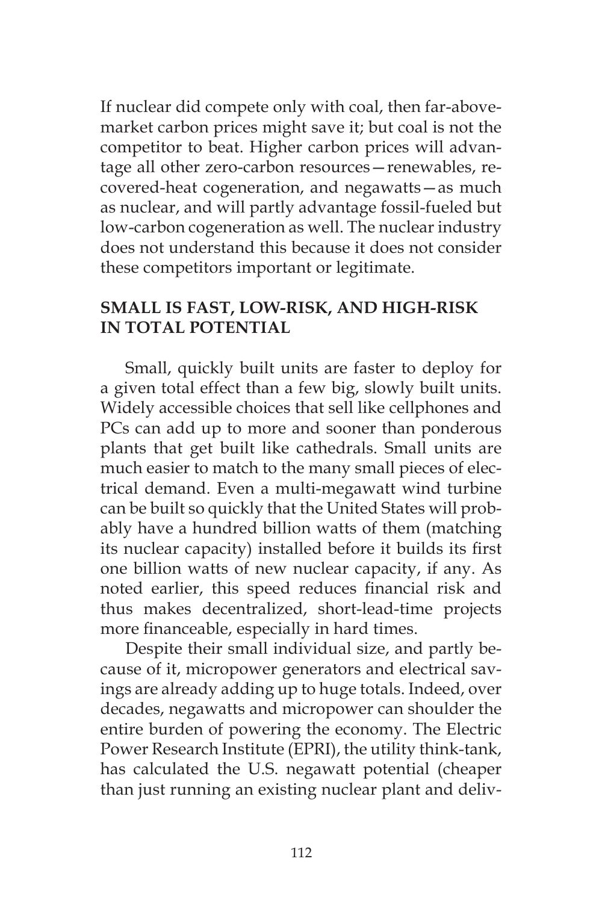If nuclear did compete only with coal, then far-above-market carbon prices might save it; but coal is not the competitor to beat. Higher carbon prices will advantage all other zero-carbon resources—renewables, recovered-heat cogeneration, and negawatts—as much as nuclear, and will partly advantage fossil-fueled but low-carbon cogeneration as well. The nuclear industry does not understand this because it does not consider these competitors important or legitimate.

## SMALL IS FAST, LOW-RISK, AND HIGH-RISK IN TOTAL POTENTIAL

Small, quickly built units are faster to deploy for a given total effect than a few big, slowly built units. Widely accessible choices that sell like cellphones and PCs can add up to more and sooner than ponderous plants that get built like cathedrals. Small units are much easier to match to the many small pieces of electrical demand. Even a multi-megawatt wind turbine can be built so quickly that the United States will probably have a hundred billion watts of them (matching its nuclear capacity) installed before it builds its first one billion watts of new nuclear capacity, if any. As noted earlier, this speed reduces financial risk and thus makes decentralized, short-lead-time projects more financeable, especially in hard times.

Despite their small individual size, and partly because of it, micropower generators and electrical savings are already adding up to huge totals. Indeed, over decades, negawatts and micropower can shoulder the entire burden of powering the economy. The Electric Power Research Institute (EPRI), the utility think-tank, has calculated the U.S. negawatt potential (cheaper than just running an existing nuclear plant and deliv-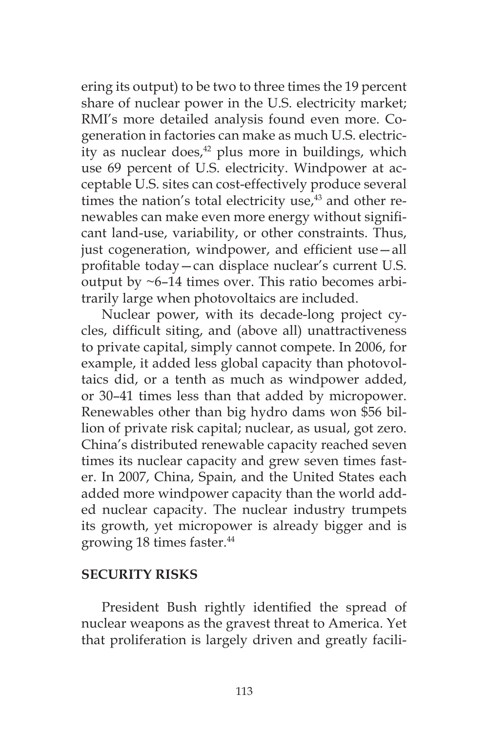ering its output) to be two to three times the 19 percent share of nuclear power in the U.S. electricity market; RMI's more detailed analysis found even more. Cogeneration in factories can make as much U.S. electricity as nuclear does,[42] plus more in buildings, which use 69 percent of U.S. electricity. Windpower at acceptable U.S. sites can cost-effectively produce several times the nation's total electricity use,[43] and other renewables can make even more energy without significant land-use, variability, or other constraints. Thus, just cogeneration, windpower, and efficient use—all profitable today—can displace nuclear's current U.S. output by ~6–14 times over. This ratio becomes arbitrarily large when photovoltaics are included.

Nuclear power, with its decade-long project cycles, difficult siting, and (above all) unattractiveness to private capital, simply cannot compete. In 2006, for example, it added less global capacity than photovoltaics did, or a tenth as much as windpower added, or 30–41 times less than that added by micropower. Renewables other than big hydro dams won $56 billion of private risk capital; nuclear, as usual, got zero. China's distributed renewable capacity reached seven times its nuclear capacity and grew seven times faster. In 2007, China, Spain, and the United States each added more windpower capacity than the world added nuclear capacity. The nuclear industry trumpets its growth, yet micropower is already bigger and is growing 18 times faster.[44]

## SECURITY RISKS

President Bush rightly identified the spread of nuclear weapons as the gravest threat to America. Yet that proliferation is largely driven and greatly facili-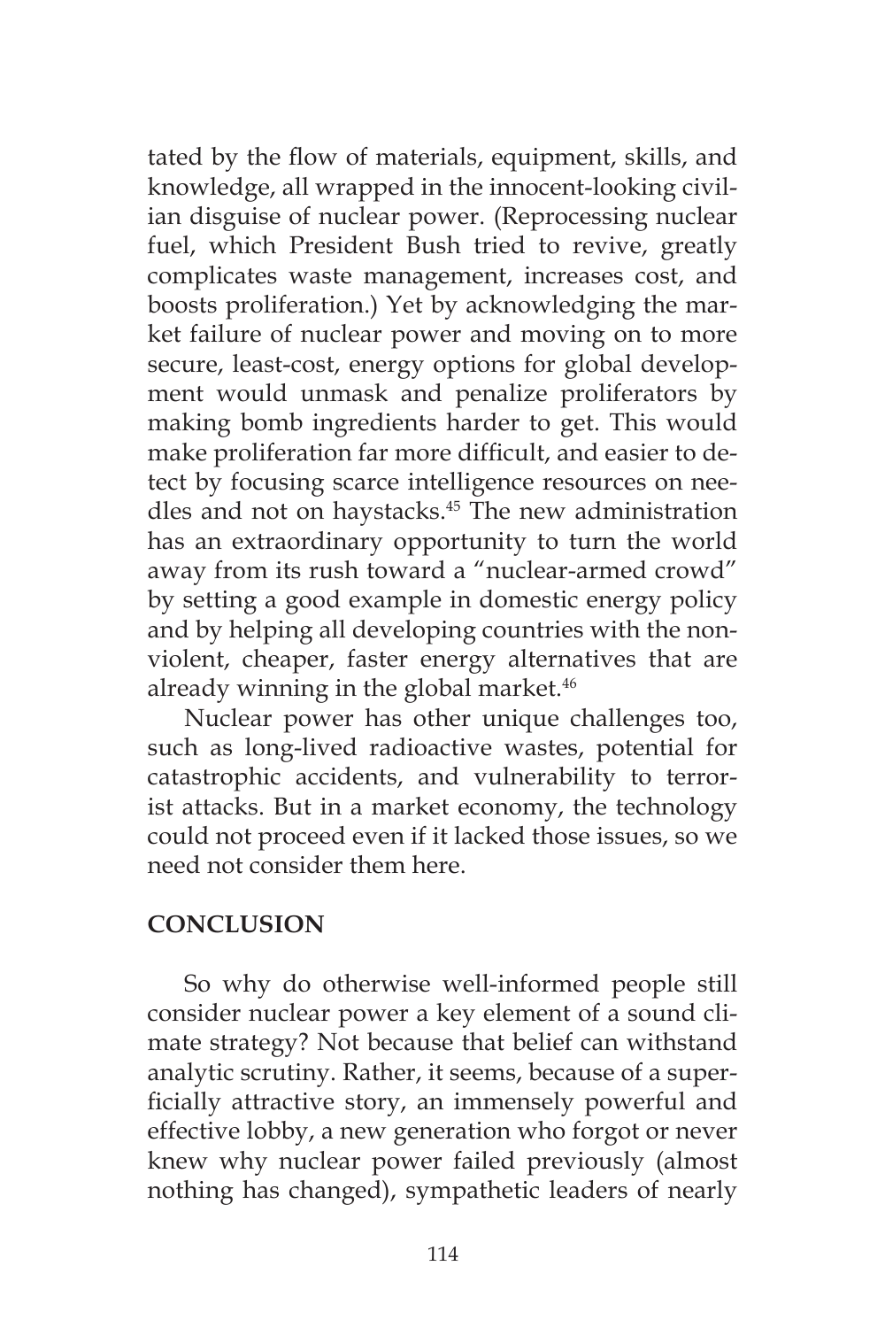tated by the flow of materials, equipment, skills, and knowledge, all wrapped in the innocent-looking civilian disguise of nuclear power. (Reprocessing nuclear fuel, which President Bush tried to revive, greatly complicates waste management, increases cost, and boosts proliferation.) Yet by acknowledging the market failure of nuclear power and moving on to more secure, least-cost, energy options for global development would unmask and penalize proliferators by making bomb ingredients harder to get. This would make proliferation far more difficult, and easier to detect by focusing scarce intelligence resources on needles and not on haystacks.[45] The new administration has an extraordinary opportunity to turn the world away from its rush toward a "nuclear-armed crowd" by setting a good example in domestic energy policy and by helping all developing countries with the nonviolent, cheaper, faster energy alternatives that are already winning in the global market.[46]

Nuclear power has other unique challenges too, such as long-lived radioactive wastes, potential for catastrophic accidents, and vulnerability to terrorist attacks. But in a market economy, the technology could not proceed even if it lacked those issues, so we need not consider them here.

## CONCLUSION

So why do otherwise well-informed people still consider nuclear power a key element of a sound climate strategy? Not because that belief can withstand analytic scrutiny. Rather, it seems, because of a superficially attractive story, an immensely powerful and effective lobby, a new generation who forgot or never knew why nuclear power failed previously (almost nothing has changed), sympathetic leaders of nearly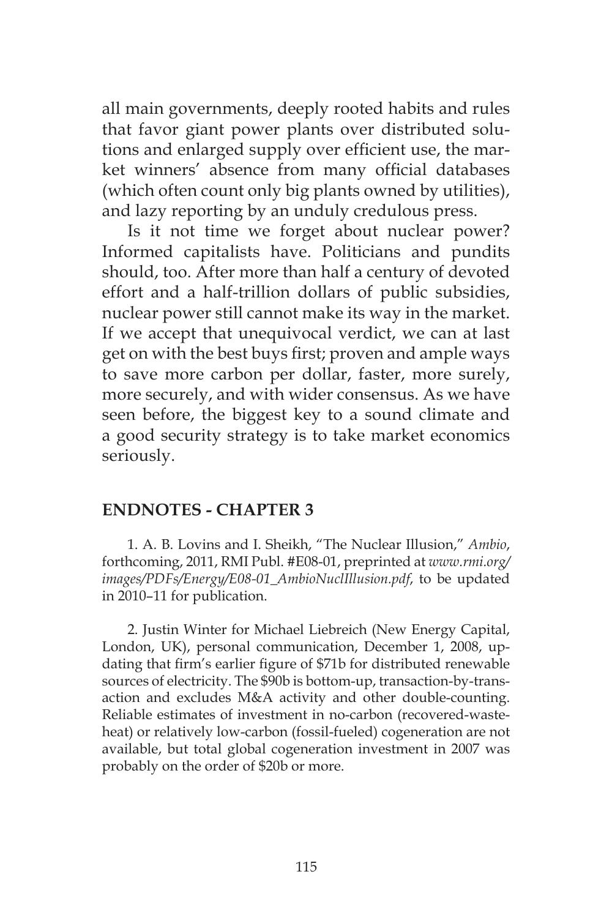all main governments, deeply rooted habits and rules that favor giant power plants over distributed solutions and enlarged supply over efficient use, the market winners' absence from many official databases (which often count only big plants owned by utilities), and lazy reporting by an unduly credulous press.

Is it not time we forget about nuclear power? Informed capitalists have. Politicians and pundits should, too. After more than half a century of devoted effort and a half-trillion dollars of public subsidies, nuclear power still cannot make its way in the market. If we accept that unequivocal verdict, we can at last get on with the best buys first; proven and ample ways to save more carbon per dollar, faster, more surely, more securely, and with wider consensus. As we have seen before, the biggest key to a sound climate and a good security strategy is to take market economics seriously.

## ENDNOTES - CHAPTER 3

1. A. B. Lovins and I. Sheikh, "The Nuclear Illusion," *Ambio*, forthcoming, 2011, RMI Publ. #E08-01, preprinted at *www.rmi.org/images/PDFs/Energy/E08-01_AmbioNuclIllusion.pdf*, to be updated in 2010–11 for publication.

2. Justin Winter for Michael Liebreich (New Energy Capital, London, UK), personal communication, December 1, 2008, updating that firm's earlier figure of $71b for distributed renewable sources of electricity. The $90b is bottom-up, transaction-by-transaction and excludes M&A activity and other double-counting. Reliable estimates of investment in no-carbon (recovered-waste-heat) or relatively low-carbon (fossil-fueled) cogeneration are not available, but total global cogeneration investment in 2007 was probably on the order of $20b or more.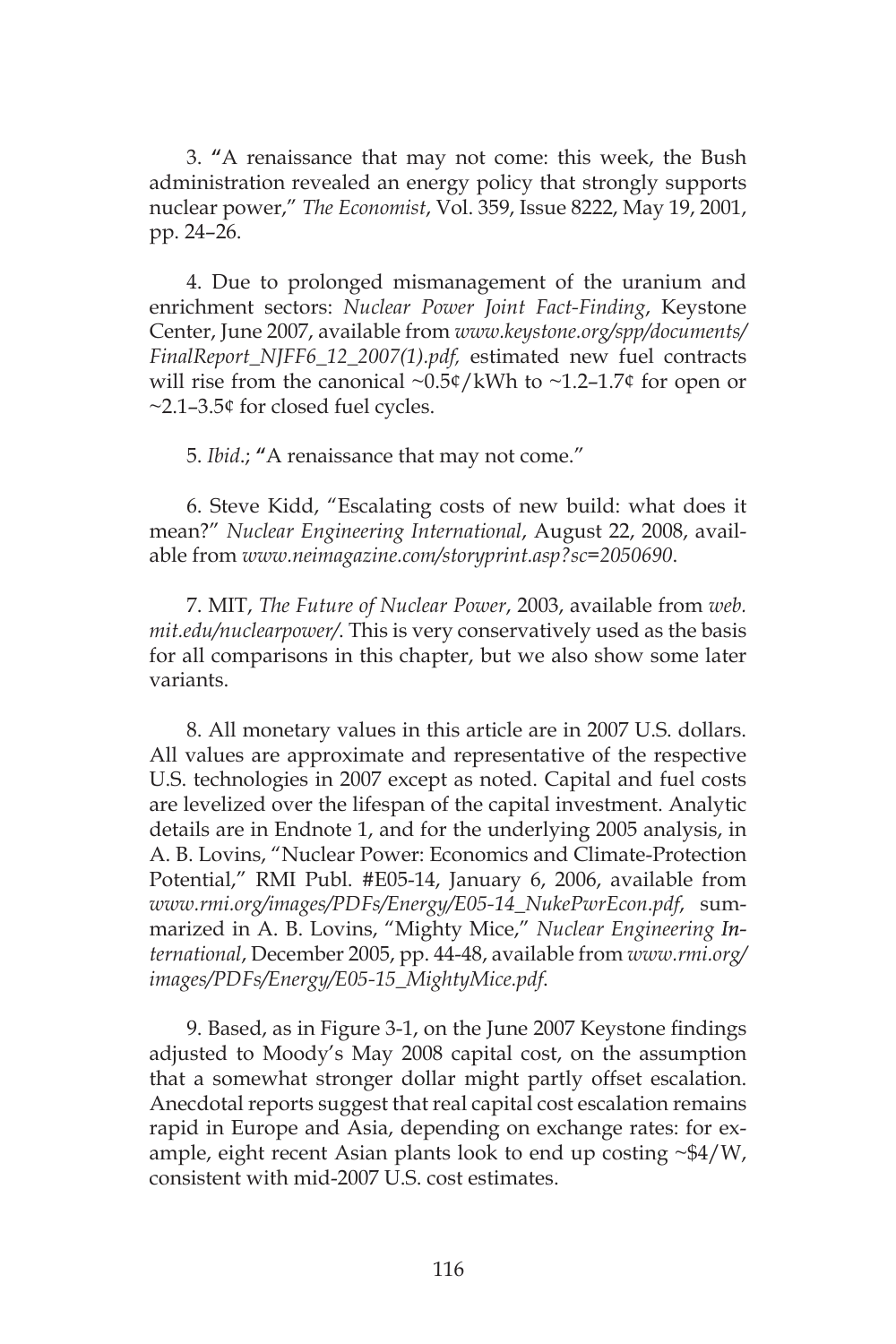3. "A renaissance that may not come: this week, the Bush administration revealed an energy policy that strongly supports nuclear power," *The Economist*, Vol. 359, Issue 8222, May 19, 2001, pp. 24–26.

4. Due to prolonged mismanagement of the uranium and enrichment sectors: *Nuclear Power Joint Fact-Finding*, Keystone Center, June 2007, available from *www.keystone.org/spp/documents/FinalReport_NJFF6_12_2007(1).pdf*, estimated new fuel contracts will rise from the canonical ~0.5¢/kWh to ~1.2–1.7¢ for open or ~2.1–3.5¢ for closed fuel cycles.

5. *Ibid*.; "A renaissance that may not come."

6. Steve Kidd, "Escalating costs of new build: what does it mean?" *Nuclear Engineering International*, August 22, 2008, available from *www.neimagazine.com/storyprint.asp?sc=2050690*.

7. MIT, *The Future of Nuclear Power*, 2003, available from *web.mit.edu/nuclearpower/*. This is very conservatively used as the basis for all comparisons in this chapter, but we also show some later variants.

8. All monetary values in this article are in 2007 U.S. dollars. All values are approximate and representative of the respective U.S. technologies in 2007 except as noted. Capital and fuel costs are levelized over the lifespan of the capital investment. Analytic details are in Endnote 1, and for the underlying 2005 analysis, in A. B. Lovins, "Nuclear Power: Economics and Climate-Protection Potential," RMI Publ. #E05-14, January 6, 2006, available from *www.rmi.org/images/PDFs/Energy/E05-14_NukePwrEcon.pdf*, summarized in A. B. Lovins, "Mighty Mice," *Nuclear Engineering International*, December 2005, pp. 44-48, available from *www.rmi.org/images/PDFs/Energy/E05-15_MightyMice.pdf*.

9. Based, as in Figure 3-1, on the June 2007 Keystone findings adjusted to Moody's May 2008 capital cost, on the assumption that a somewhat stronger dollar might partly offset escalation. Anecdotal reports suggest that real capital cost escalation remains rapid in Europe and Asia, depending on exchange rates: for example, eight recent Asian plants look to end up costing ~$4/W, consistent with mid-2007 U.S. cost estimates.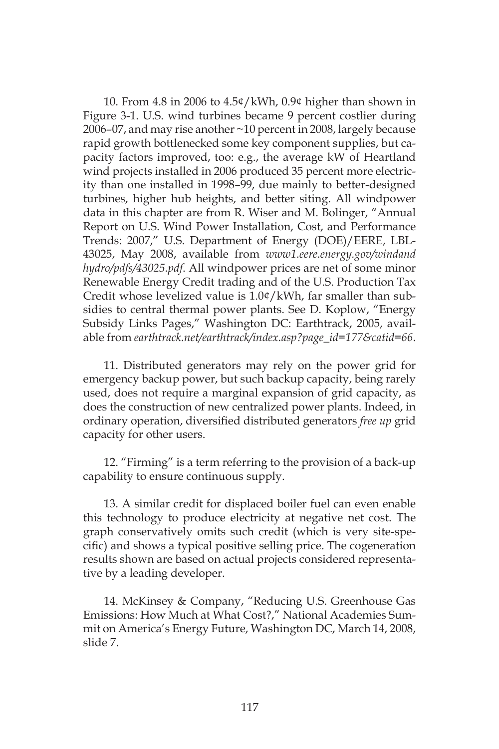10. From 4.8 in 2006 to 4.5¢/kWh, 0.9¢ higher than shown in Figure 3-1. U.S. wind turbines became 9 percent costlier during 2006–07, and may rise another ~10 percent in 2008, largely because rapid growth bottlenecked some key component supplies, but capacity factors improved, too: e.g., the average kW of Heartland wind projects installed in 2006 produced 35 percent more electricity than one installed in 1998–99, due mainly to better-designed turbines, higher hub heights, and better siting. All windpower data in this chapter are from R. Wiser and M. Bolinger, "Annual Report on U.S. Wind Power Installation, Cost, and Performance Trends: 2007," U.S. Department of Energy (DOE)/EERE, LBL-43025, May 2008, available from *www1.eere.energy.gov/windandhydro/pdfs/43025.pdf*. All windpower prices are net of some minor Renewable Energy Credit trading and of the U.S. Production Tax Credit whose levelized value is 1.0¢/kWh, far smaller than subsidies to central thermal power plants. See D. Koplow, "Energy Subsidy Links Pages," Washington DC: Earthtrack, 2005, available from *earthtrack.net/earthtrack/index.asp?page_id=177&catid=66*.

11. Distributed generators may rely on the power grid for emergency backup power, but such backup capacity, being rarely used, does not require a marginal expansion of grid capacity, as does the construction of new centralized power plants. Indeed, in ordinary operation, diversified distributed generators *free up* grid capacity for other users.

12. "Firming" is a term referring to the provision of a back-up capability to ensure continuous supply.

13. A similar credit for displaced boiler fuel can even enable this technology to produce electricity at negative net cost. The graph conservatively omits such credit (which is very site-specific) and shows a typical positive selling price. The cogeneration results shown are based on actual projects considered representative by a leading developer.

14. McKinsey & Company, "Reducing U.S. Greenhouse Gas Emissions: How Much at What Cost?," National Academies Summit on America's Energy Future, Washington DC, March 14, 2008, slide 7.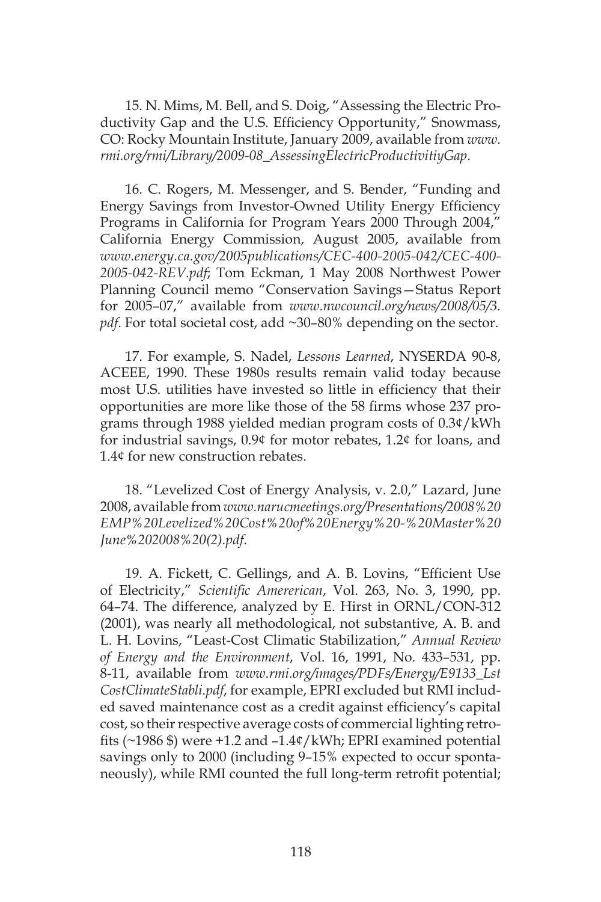15. N. Mims, M. Bell, and S. Doig, "Assessing the Electric Productivity Gap and the U.S. Efficiency Opportunity," Snowmass, CO: Rocky Mountain Institute, January 2009, available from *www.rmi.org/rmi/Library/2009-08_AssessingElectricProductivitiyGap*.

16. C. Rogers, M. Messenger, and S. Bender, "Funding and Energy Savings from Investor-Owned Utility Energy Efficiency Programs in California for Program Years 2000 Through 2004," California Energy Commission, August 2005, available from *www.energy.ca.gov/2005publications/CEC-400-2005-042/CEC-400-2005-042-REV.pdf*; Tom Eckman, 1 May 2008 Northwest Power Planning Council memo "Conservation Savings—Status Report for 2005–07," available from *www.nwcouncil.org/news/2008/05/3.pdf*. For total societal cost, add ~30–80% depending on the sector.

17. For example, S. Nadel, *Lessons Learned*, NYSERDA 90-8, ACEEE, 1990. These 1980s results remain valid today because most U.S. utilities have invested so little in efficiency that their opportunities are more like those of the 58 firms whose 237 programs through 1988 yielded median program costs of 0.3¢/kWh for industrial savings, 0.9¢ for motor rebates, 1.2¢ for loans, and 1.4¢ for new construction rebates.

18. "Levelized Cost of Energy Analysis, v. 2.0," Lazard, June 2008, available from *www.narucmeetings.org/Presentations/2008%20EMP%20Levelized%20Cost%20of%20Energy%20-%20Master%20June%202008%20(2).pdf*.

19. A. Fickett, C. Gellings, and A. B. Lovins, "Efficient Use of Electricity," *Scientific Amererican*, Vol. 263, No. 3, 1990, pp. 64–74. The difference, analyzed by E. Hirst in ORNL/CON-312 (2001), was nearly all methodological, not substantive, A. B. and L. H. Lovins, "Least-Cost Climatic Stabilization," *Annual Review of Energy and the Environment*, Vol. 16, 1991, No. 433–531, pp. 8-11, available from *www.rmi.org/images/PDFs/Energy/E9133_LstCostClimateStabli.pdf*, for example, EPRI excluded but RMI included saved maintenance cost as a credit against efficiency's capital cost, so their respective average costs of commercial lighting retrofits (~1986 $) were +1.2 and –1.4¢/kWh; EPRI examined potential savings only to 2000 (including 9–15% expected to occur spontaneously), while RMI counted the full long-term retrofit potential;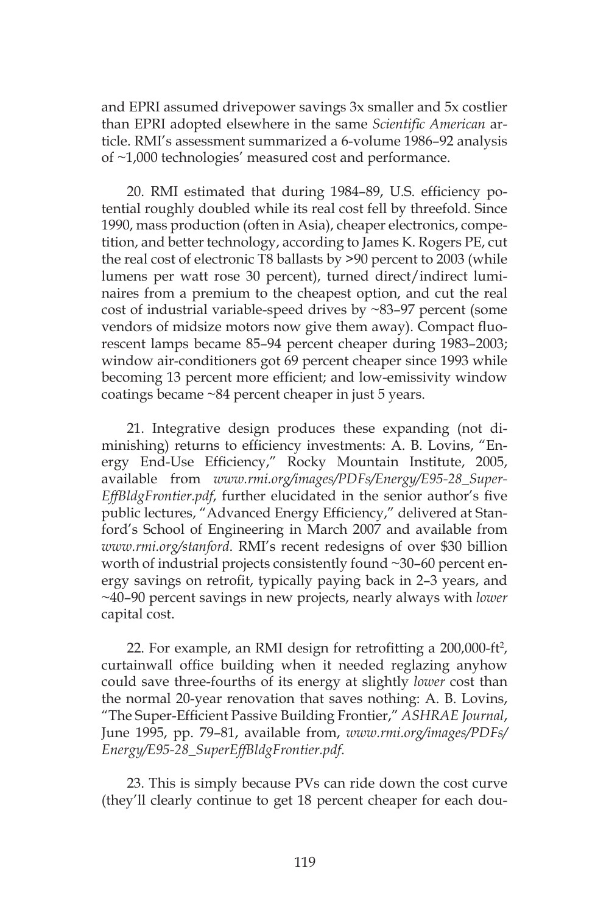and EPRI assumed drivepower savings 3x smaller and 5x costlier than EPRI adopted elsewhere in the same *Scientific American* article. RMI's assessment summarized a 6-volume 1986–92 analysis of ~1,000 technologies' measured cost and performance.

20. RMI estimated that during 1984–89, U.S. efficiency potential roughly doubled while its real cost fell by threefold. Since 1990, mass production (often in Asia), cheaper electronics, competition, and better technology, according to James K. Rogers PE, cut the real cost of electronic T8 ballasts by >90 percent to 2003 (while lumens per watt rose 30 percent), turned direct/indirect luminaires from a premium to the cheapest option, and cut the real cost of industrial variable-speed drives by ~83–97 percent (some vendors of midsize motors now give them away). Compact fluorescent lamps became 85–94 percent cheaper during 1983–2003; window air-conditioners got 69 percent cheaper since 1993 while becoming 13 percent more efficient; and low-emissivity window coatings became ~84 percent cheaper in just 5 years.

21. Integrative design produces these expanding (not diminishing) returns to efficiency investments: A. B. Lovins, "Energy End-Use Efficiency," Rocky Mountain Institute, 2005, available from *www.rmi.org/images/PDFs/Energy/E95-28_SuperEffBldgFrontier.pdf*, further elucidated in the senior author's five public lectures, "Advanced Energy Efficiency," delivered at Stanford's School of Engineering in March 2007 and available from *www.rmi.org/stanford*. RMI's recent redesigns of over $30 billion worth of industrial projects consistently found ~30–60 percent energy savings on retrofit, typically paying back in 2–3 years, and ~40–90 percent savings in new projects, nearly always with *lower* capital cost.

22. For example, an RMI design for retrofitting a 200,000-ft$^2$, curtainwall office building when it needed reglazing anyhow could save three-fourths of its energy at slightly *lower* cost than the normal 20-year renovation that saves nothing: A. B. Lovins, "The Super-Efficient Passive Building Frontier," *ASHRAE Journal*, June 1995, pp. 79–81, available from, *www.rmi.org/images/PDFs/Energy/E95-28_SuperEffBldgFrontier.pdf*.

23. This is simply because PVs can ride down the cost curve (they'll clearly continue to get 18 percent cheaper for each dou-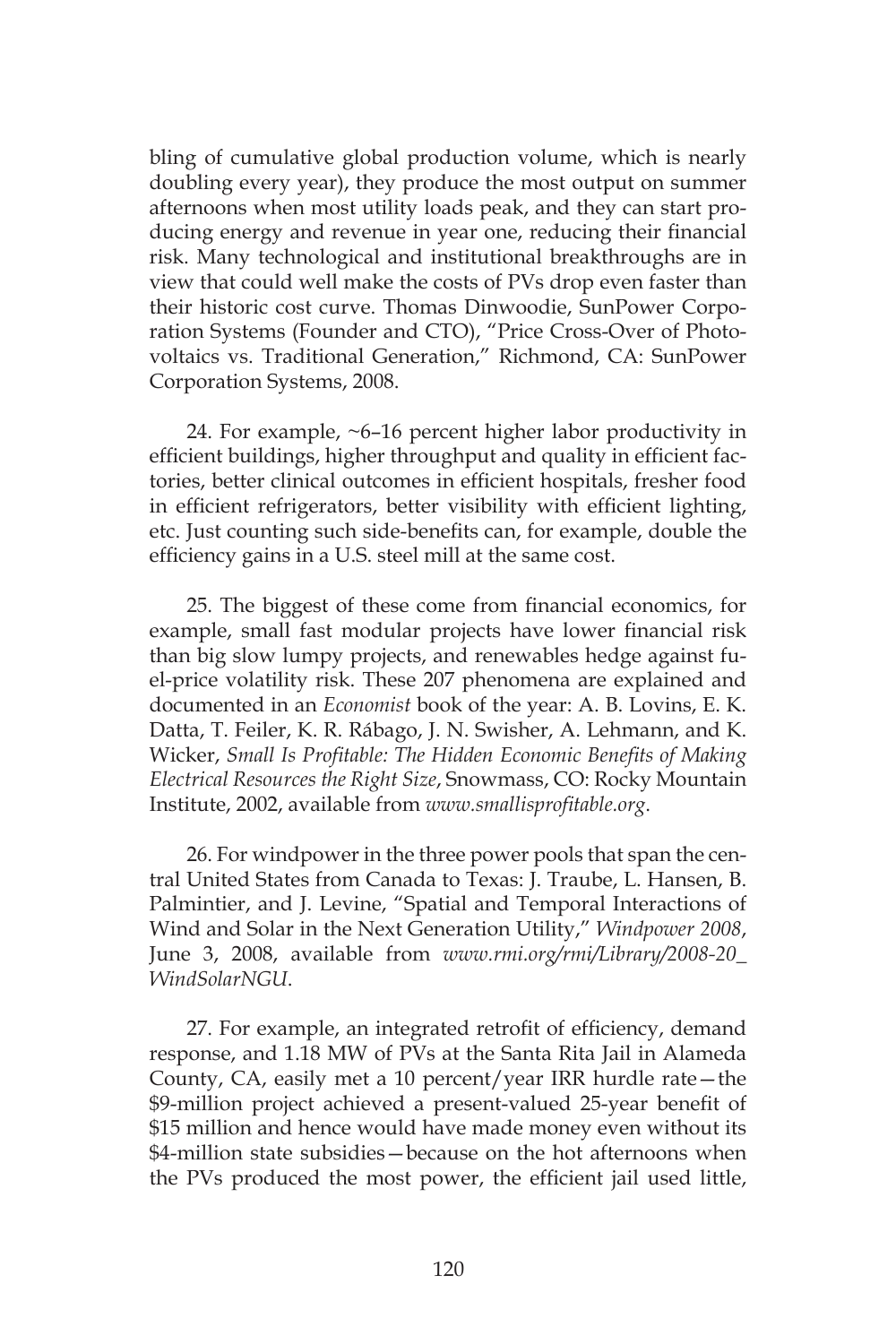bling of cumulative global production volume, which is nearly doubling every year), they produce the most output on summer afternoons when most utility loads peak, and they can start producing energy and revenue in year one, reducing their financial risk. Many technological and institutional breakthroughs are in view that could well make the costs of PVs drop even faster than their historic cost curve. Thomas Dinwoodie, SunPower Corporation Systems (Founder and CTO), "Price Cross-Over of Photovoltaics vs. Traditional Generation," Richmond, CA: SunPower Corporation Systems, 2008.

24. For example, ~6–16 percent higher labor productivity in efficient buildings, higher throughput and quality in efficient factories, better clinical outcomes in efficient hospitals, fresher food in efficient refrigerators, better visibility with efficient lighting, etc. Just counting such side-benefits can, for example, double the efficiency gains in a U.S. steel mill at the same cost.

25. The biggest of these come from financial economics, for example, small fast modular projects have lower financial risk than big slow lumpy projects, and renewables hedge against fuel-price volatility risk. These 207 phenomena are explained and documented in an *Economist* book of the year: A. B. Lovins, E. K. Datta, T. Feiler, K. R. Rábago, J. N. Swisher, A. Lehmann, and K. Wicker, *Small Is Profitable: The Hidden Economic Benefits of Making Electrical Resources the Right Size*, Snowmass, CO: Rocky Mountain Institute, 2002, available from *www.smallisprofitable.org*.

26. For windpower in the three power pools that span the central United States from Canada to Texas: J. Traube, L. Hansen, B. Palmintier, and J. Levine, "Spatial and Temporal Interactions of Wind and Solar in the Next Generation Utility," *Windpower 2008*, June 3, 2008, available from *www.rmi.org/rmi/Library/2008-20_WindSolarNGU*.

27. For example, an integrated retrofit of efficiency, demand response, and 1.18 MW of PVs at the Santa Rita Jail in Alameda County, CA, easily met a 10 percent/year IRR hurdle rate—the \$9-million project achieved a present-valued 25-year benefit of \$15 million and hence would have made money even without its \$4-million state subsidies—because on the hot afternoons when the PVs produced the most power, the efficient jail used little,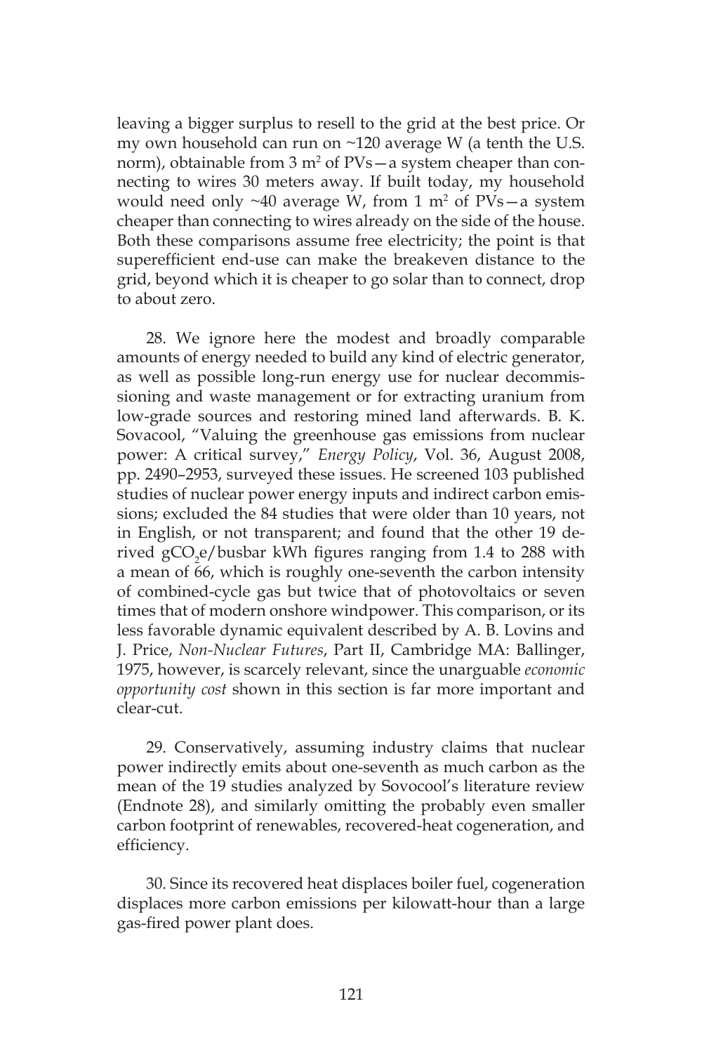leaving a bigger surplus to resell to the grid at the best price. Or my own household can run on ~120 average W (a tenth the U.S. norm), obtainable from 3 $m^2$ of PVs—a system cheaper than connecting to wires 30 meters away. If built today, my household would need only ~40 average W, from 1 $m^2$ of PVs—a system cheaper than connecting to wires already on the side of the house. Both these comparisons assume free electricity; the point is that superefficient end-use can make the breakeven distance to the grid, beyond which it is cheaper to go solar than to connect, drop to about zero.

28. We ignore here the modest and broadly comparable amounts of energy needed to build any kind of electric generator, as well as possible long-run energy use for nuclear decommissioning and waste management or for extracting uranium from low-grade sources and restoring mined land afterwards. B. K. Sovacool, "Valuing the greenhouse gas emissions from nuclear power: A critical survey," *Energy Policy*, Vol. 36, August 2008, pp. 2490–2953, surveyed these issues. He screened 103 published studies of nuclear power energy inputs and indirect carbon emissions; excluded the 84 studies that were older than 10 years, not in English, or not transparent; and found that the other 19 derived $gCO_2e$/busbar kWh figures ranging from 1.4 to 288 with a mean of 66, which is roughly one-seventh the carbon intensity of combined-cycle gas but twice that of photovoltaics or seven times that of modern onshore windpower. This comparison, or its less favorable dynamic equivalent described by A. B. Lovins and J. Price, *Non-Nuclear Futures*, Part II, Cambridge MA: Ballinger, 1975, however, is scarcely relevant, since the unarguable *economic opportunity cost* shown in this section is far more important and clear-cut.

29. Conservatively, assuming industry claims that nuclear power indirectly emits about one-seventh as much carbon as the mean of the 19 studies analyzed by Sovocool's literature review (Endnote 28), and similarly omitting the probably even smaller carbon footprint of renewables, recovered-heat cogeneration, and efficiency.

30. Since its recovered heat displaces boiler fuel, cogeneration displaces more carbon emissions per kilowatt-hour than a large gas-fired power plant does.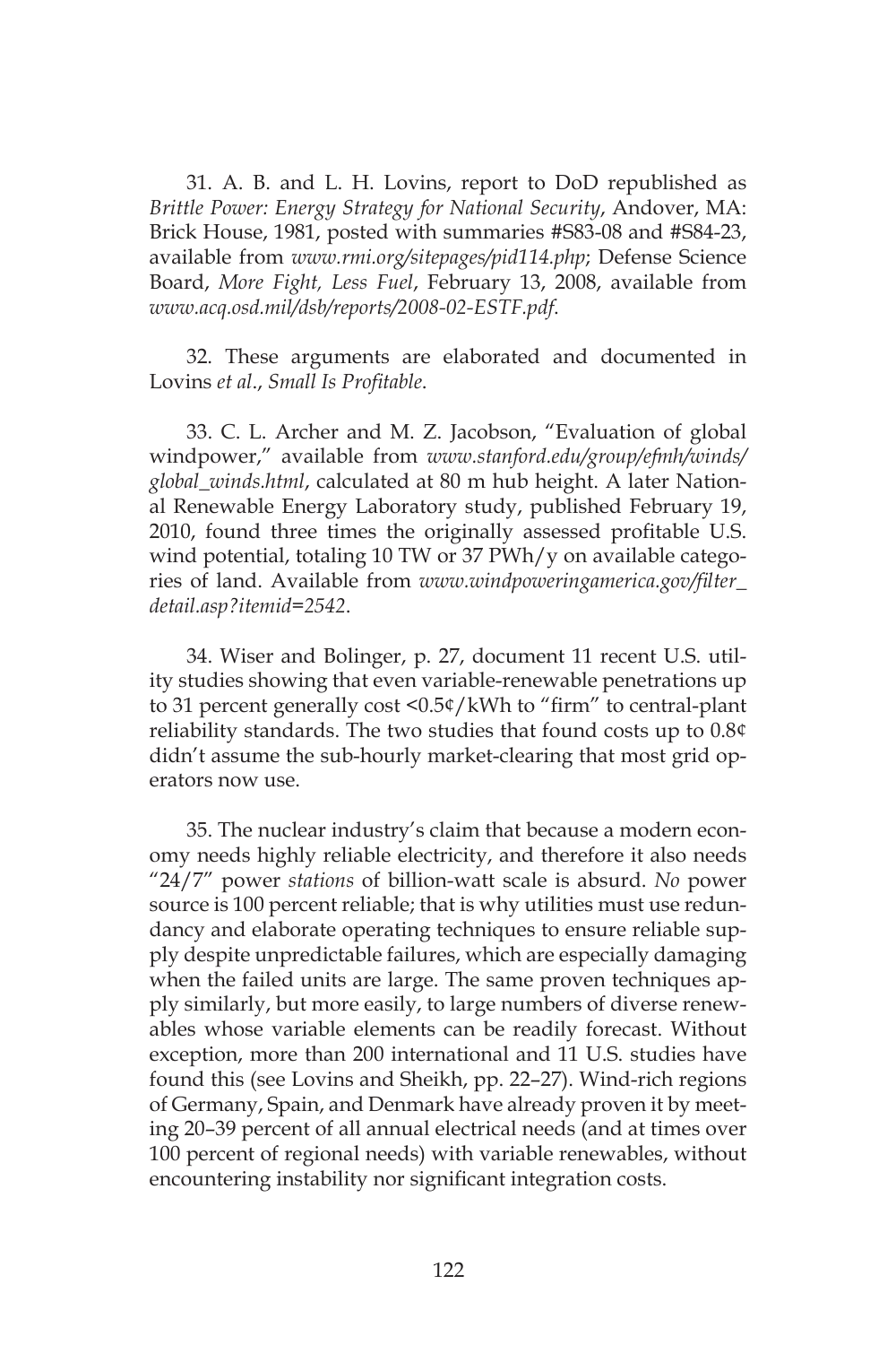31. A. B. and L. H. Lovins, report to DoD republished as *Brittle Power: Energy Strategy for National Security*, Andover, MA: Brick House, 1981, posted with summaries #S83-08 and #S84-23, available from *www.rmi.org/sitepages/pid114.php*; Defense Science Board, *More Fight, Less Fuel*, February 13, 2008, available from *www.acq.osd.mil/dsb/reports/2008-02-ESTF.pdf*.

32. These arguments are elaborated and documented in Lovins *et al*., *Small Is Profitable*.

33. C. L. Archer and M. Z. Jacobson, "Evaluation of global windpower," available from *www.stanford.edu/group/efmh/winds/global_winds.html*, calculated at 80 m hub height. A later National Renewable Energy Laboratory study, published February 19, 2010, found three times the originally assessed profitable U.S. wind potential, totaling 10 TW or 37 PWh/y on available categories of land. Available from *www.windpoweringamerica.gov/filter_detail.asp?itemid=2542*.

34. Wiser and Bolinger, p. 27, document 11 recent U.S. utility studies showing that even variable-renewable penetrations up to 31 percent generally cost <0.5¢/kWh to "firm" to central-plant reliability standards. The two studies that found costs up to 0.8¢ didn't assume the sub-hourly market-clearing that most grid operators now use.

35. The nuclear industry's claim that because a modern economy needs highly reliable electricity, and therefore it also needs "24/7" power *stations* of billion-watt scale is absurd. *No* power source is 100 percent reliable; that is why utilities must use redundancy and elaborate operating techniques to ensure reliable supply despite unpredictable failures, which are especially damaging when the failed units are large. The same proven techniques apply similarly, but more easily, to large numbers of diverse renewables whose variable elements can be readily forecast. Without exception, more than 200 international and 11 U.S. studies have found this (see Lovins and Sheikh, pp. 22–27). Wind-rich regions of Germany, Spain, and Denmark have already proven it by meeting 20–39 percent of all annual electrical needs (and at times over 100 percent of regional needs) with variable renewables, without encountering instability nor significant integration costs.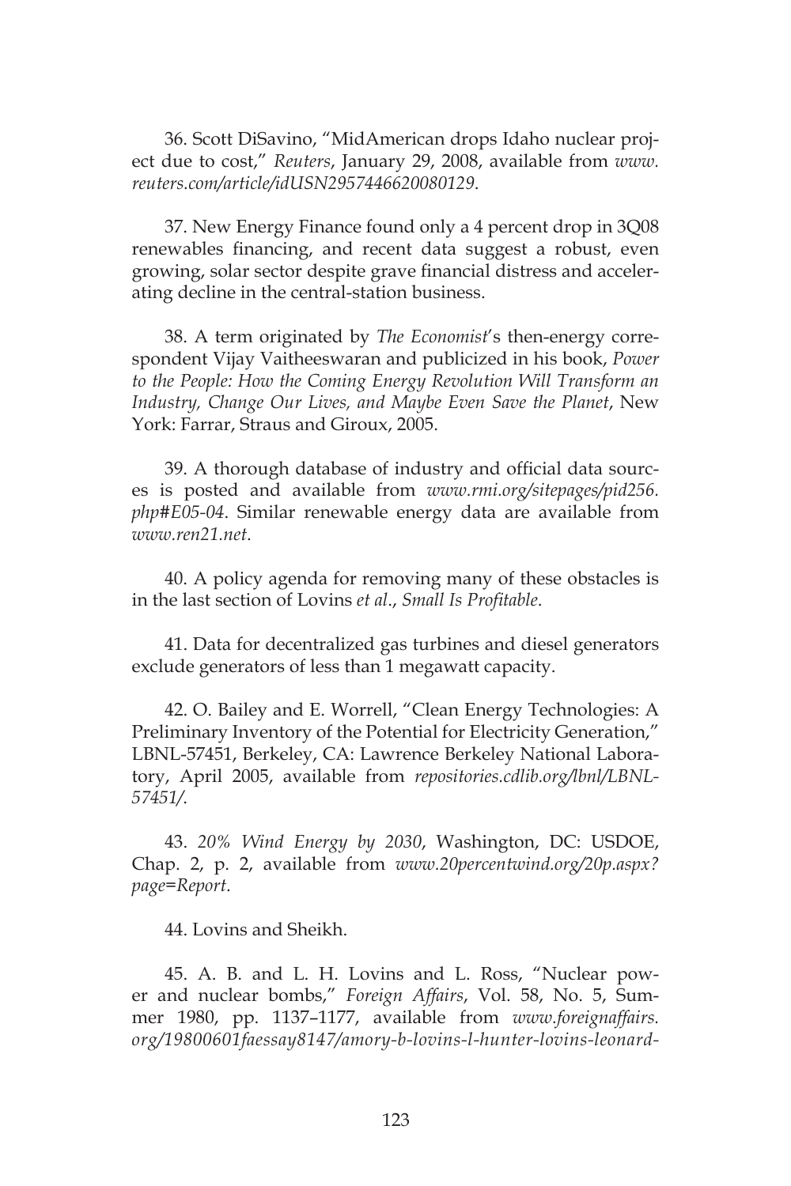36. Scott DiSavino, "MidAmerican drops Idaho nuclear project due to cost," *Reuters*, January 29, 2008, available from *www.reuters.com/article/idUSN2957446620080129*.

37. New Energy Finance found only a 4 percent drop in 3Q08 renewables financing, and recent data suggest a robust, even growing, solar sector despite grave financial distress and accelerating decline in the central-station business.

38. A term originated by *The Economist*'s then-energy correspondent Vijay Vaitheeswaran and publicized in his book, *Power to the People: How the Coming Energy Revolution Will Transform an Industry, Change Our Lives, and Maybe Even Save the Planet*, New York: Farrar, Straus and Giroux, 2005.

39. A thorough database of industry and official data sources is posted and available from *www.rmi.org/sitepages/pid256.php#E05-04*. Similar renewable energy data are available from *www.ren21.net*.

40. A policy agenda for removing many of these obstacles is in the last section of Lovins *et al*., *Small Is Profitable*.

41. Data for decentralized gas turbines and diesel generators exclude generators of less than 1 megawatt capacity.

42. O. Bailey and E. Worrell, "Clean Energy Technologies: A Preliminary Inventory of the Potential for Electricity Generation," LBNL-57451, Berkeley, CA: Lawrence Berkeley National Laboratory, April 2005, available from *repositories.cdlib.org/lbnl/LBNL-57451/*.

43. *20% Wind Energy by 2030*, Washington, DC: USDOE, Chap. 2, p. 2, available from *www.20percentwind.org/20p.aspx?page=Report*.

44. Lovins and Sheikh.

45. A. B. and L. H. Lovins and L. Ross, "Nuclear power and nuclear bombs," *Foreign Affairs*, Vol. 58, No. 5, Summer 1980, pp. 1137–1177, available from *www.foreignaffairs.org/19800601faessay8147/amory-b-lovins-l-hunter-lovins-leonard-*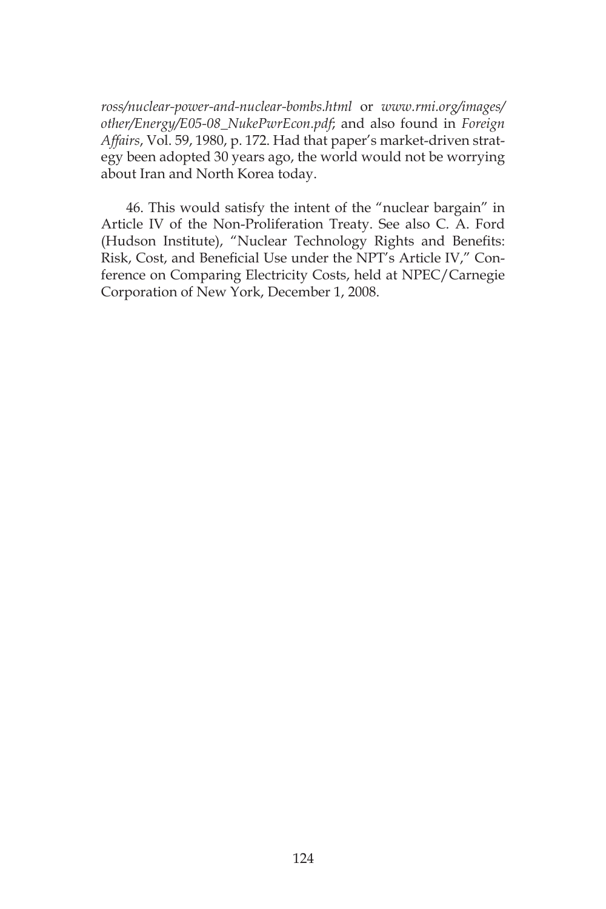*ross/nuclear-power-and-nuclear-bombs.html* or *www.rmi.org/images/other/Energy/E05-08_NukePwrEcon.pdf*; and also found in *Foreign Affairs*, Vol. 59, 1980, p. 172. Had that paper's market-driven strategy been adopted 30 years ago, the world would not be worrying about Iran and North Korea today.

46. This would satisfy the intent of the "nuclear bargain" in Article IV of the Non-Proliferation Treaty. See also C. A. Ford (Hudson Institute), "Nuclear Technology Rights and Benefits: Risk, Cost, and Beneficial Use under the NPT's Article IV," Conference on Comparing Electricity Costs, held at NPEC/Carnegie Corporation of New York, December 1, 2008.